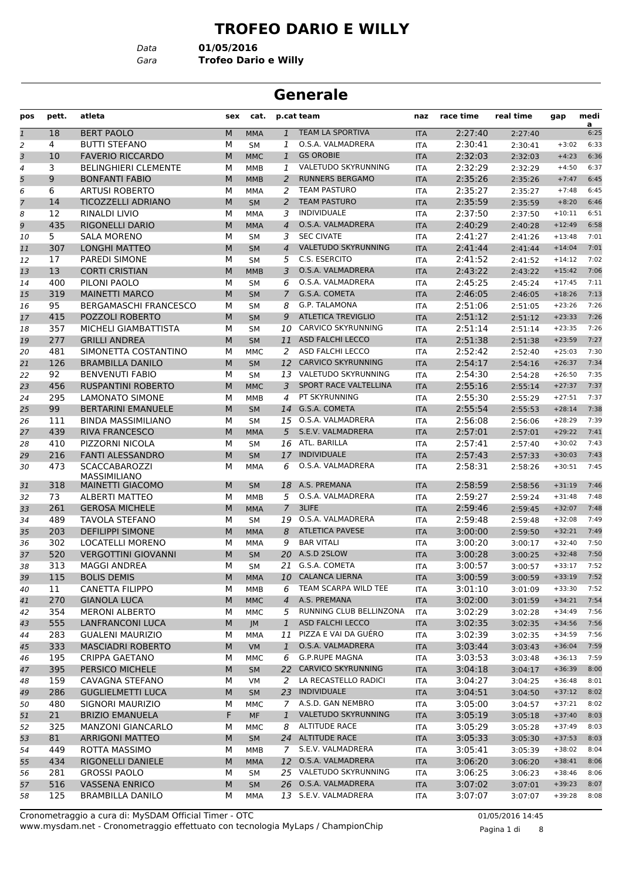# TROFEO DARIO E WILLY

Data **01/05/2016**
Gara **Trofeo Dario e Willy**

## Generale

| pos | pett. | atleta | sex | cat. | p.cat | team | naz | race time | real time | gap | media |
|---|---|---|---|---|---|---|---|---|---|---|---|
| 1 | 18 | BERT PAOLO | M | MMA | 1 | TEAM LA SPORTIVA | ITA | 2:27:40 | 2:27:40 | | 6:25 |
| 2 | 4 | BUTTI STEFANO | M | SM | 1 | O.S.A. VALMADRERA | ITA | 2:30:41 | 2:30:41 | +3:02 | 6:33 |
| 3 | 10 | FAVERIO RICCARDO | M | MMC | 1 | GS OROBIE | ITA | 2:32:03 | 2:32:03 | +4:23 | 6:36 |
| 4 | 3 | BELINGHIERI CLEMENTE | M | MMB | 1 | VALETUDO SKYRUNNING | ITA | 2:32:29 | 2:32:29 | +4:50 | 6:37 |
| 5 | 9 | BONFANTI FABIO | M | MMB | 2 | RUNNERS BERGAMO | ITA | 2:35:26 | 2:35:26 | +7:47 | 6:45 |
| 6 | 6 | ARTUSI ROBERTO | M | MMA | 2 | TEAM PASTURO | ITA | 2:35:27 | 2:35:27 | +7:48 | 6:45 |
| 7 | 14 | TICOZZELLI ADRIANO | M | SM | 2 | TEAM PASTURO | ITA | 2:35:59 | 2:35:59 | +8:20 | 6:46 |
| 8 | 12 | RINALDI LIVIO | M | MMA | 3 | INDIVIDUALE | ITA | 2:37:50 | 2:37:50 | +10:11 | 6:51 |
| 9 | 435 | RIGONELLI DARIO | M | MMA | 4 | O.S.A. VALMADRERA | ITA | 2:40:29 | 2:40:28 | +12:49 | 6:58 |
| 10 | 5 | SALA MORENO | M | SM | 3 | SEC CIVATE | ITA | 2:41:27 | 2:41:26 | +13:48 | 7:01 |
| 11 | 307 | LONGHI MATTEO | M | SM | 4 | VALETUDO SKYRUNNING | ITA | 2:41:44 | 2:41:44 | +14:04 | 7:01 |
| 12 | 17 | PAREDI SIMONE | M | SM | 5 | C.S. ESERCITO | ITA | 2:41:52 | 2:41:52 | +14:12 | 7:02 |
| 13 | 13 | CORTI CRISTIAN | M | MMB | 3 | O.S.A. VALMADRERA | ITA | 2:43:22 | 2:43:22 | +15:42 | 7:06 |
| 14 | 400 | PILONI PAOLO | M | SM | 6 | O.S.A. VALMADRERA | ITA | 2:45:25 | 2:45:24 | +17:45 | 7:11 |
| 15 | 319 | MAINETTI MARCO | M | SM | 7 | G.S.A. COMETA | ITA | 2:46:05 | 2:46:05 | +18:26 | 7:13 |
| 16 | 95 | BERGAMASCHI FRANCESCO | M | SM | 8 | G.P. TALAMONA | ITA | 2:51:06 | 2:51:05 | +23:26 | 7:26 |
| 17 | 415 | POZZOLI ROBERTO | M | SM | 9 | ATLETICA TREVIGLIO | ITA | 2:51:12 | 2:51:12 | +23:33 | 7:26 |
| 18 | 357 | MICHELI GIAMBATTISTA | M | SM | 10 | CARVICO SKYRUNNING | ITA | 2:51:14 | 2:51:14 | +23:35 | 7:26 |
| 19 | 277 | GRILLI ANDREA | M | SM | 11 | ASD FALCHI LECCO | ITA | 2:51:38 | 2:51:38 | +23:59 | 7:27 |
| 20 | 481 | SIMONETTA COSTANTINO | M | MMC | 2 | ASD FALCHI LECCO | ITA | 2:52:42 | 2:52:40 | +25:03 | 7:30 |
| 21 | 126 | BRAMBILLA DANILO | M | SM | 12 | CARVICO SKYRUNNING | ITA | 2:54:17 | 2:54:16 | +26:37 | 7:34 |
| 22 | 92 | BENVENUTI FABIO | M | SM | 13 | VALETUDO SKYRUNNING | ITA | 2:54:30 | 2:54:28 | +26:50 | 7:35 |
| 23 | 456 | RUSPANTINI ROBERTO | M | MMC | 3 | SPORT RACE VALTELLINA | ITA | 2:55:16 | 2:55:14 | +27:37 | 7:37 |
| 24 | 295 | LAMONATO SIMONE | M | MMB | 4 | PT SKYRUNNING | ITA | 2:55:30 | 2:55:29 | +27:51 | 7:37 |
| 25 | 99 | BERTARINI EMANUELE | M | SM | 14 | G.S.A. COMETA | ITA | 2:55:54 | 2:55:53 | +28:14 | 7:38 |
| 26 | 111 | BINDA MASSIMILIANO | M | SM | 15 | O.S.A. VALMADRERA | ITA | 2:56:08 | 2:56:06 | +28:29 | 7:39 |
| 27 | 439 | RIVA FRANCESCO | M | MMA | 5 | S.E.V. VALMADRERA | ITA | 2:57:01 | 2:57:01 | +29:22 | 7:41 |
| 28 | 410 | PIZZORNI NICOLA | M | SM | 16 | ATL. BARILLA | ITA | 2:57:41 | 2:57:40 | +30:02 | 7:43 |
| 29 | 216 | FANTI ALESSANDRO | M | SM | 17 | INDIVIDUALE | ITA | 2:57:43 | 2:57:33 | +30:03 | 7:43 |
| 30 | 473 | SCACCABAROZZI MASSIMILIANO | M | MMA | 6 | O.S.A. VALMADRERA | ITA | 2:58:31 | 2:58:26 | +30:51 | 7:45 |
| 31 | 318 | MAINETTI GIACOMO | M | SM | 18 | A.S. PREMANA | ITA | 2:58:59 | 2:58:56 | +31:19 | 7:46 |
| 32 | 73 | ALBERTI MATTEO | M | MMB | 5 | O.S.A. VALMADRERA | ITA | 2:59:27 | 2:59:24 | +31:48 | 7:48 |
| 33 | 261 | GEROSA MICHELE | M | MMA | 7 | 3LIFE | ITA | 2:59:46 | 2:59:45 | +32:07 | 7:48 |
| 34 | 489 | TAVOLA STEFANO | M | SM | 19 | O.S.A. VALMADRERA | ITA | 2:59:48 | 2:59:48 | +32:08 | 7:49 |
| 35 | 203 | DEFILIPPI SIMONE | M | MMA | 8 | ATLETICA PAVESE | ITA | 3:00:00 | 2:59:50 | +32:21 | 7:49 |
| 36 | 302 | LOCATELLI MORENO | M | MMA | 9 | BAR VITALI | ITA | 3:00:20 | 3:00:17 | +32:40 | 7:50 |
| 37 | 520 | VERGOTTINI GIOVANNI | M | SM | 20 | A.S.D 2SLOW | ITA | 3:00:28 | 3:00:25 | +32:48 | 7:50 |
| 38 | 313 | MAGGI ANDREA | M | SM | 21 | G.S.A. COMETA | ITA | 3:00:57 | 3:00:57 | +33:17 | 7:52 |
| 39 | 115 | BOLIS DEMIS | M | MMA | 10 | CALANCA LIERNA | ITA | 3:00:59 | 3:00:59 | +33:19 | 7:52 |
| 40 | 11 | CANETTA FILIPPO | M | MMB | 6 | TEAM SCARPA WILD TEE | ITA | 3:01:10 | 3:01:09 | +33:30 | 7:52 |
| 41 | 270 | GIANOLA LUCA | M | MMC | 4 | A.S. PREMANA | ITA | 3:02:00 | 3:01:59 | +34:21 | 7:54 |
| 42 | 354 | MERONI ALBERTO | M | MMC | 5 | RUNNING CLUB BELLINZONA | ITA | 3:02:29 | 3:02:28 | +34:49 | 7:56 |
| 43 | 555 | LANFRANCONI LUCA | M | JM | 1 | ASD FALCHI LECCO | ITA | 3:02:35 | 3:02:35 | +34:56 | 7:56 |
| 44 | 283 | GUALENI MAURIZIO | M | MMA | 11 | PIZZE E VAI DA GUÉRO | ITA | 3:02:39 | 3:02:35 | +34:59 | 7:56 |
| 45 | 333 | MASCIADRI ROBERTO | M | VM | 1 | O.S.A. VALMADRERA | ITA | 3:03:44 | 3:03:43 | +36:04 | 7:59 |
| 46 | 195 | CRIPPA GAETANO | M | MMC | 6 | G.P.RUPE MAGNA | ITA | 3:03:53 | 3:03:48 | +36:13 | 7:59 |
| 47 | 395 | PERSICO MICHELE | M | SM | 22 | CARVICO SKYRUNNING | ITA | 3:04:18 | 3:04:17 | +36:39 | 8:00 |
| 48 | 159 | CAVAGNA STEFANO | M | VM | 2 | LA RECASTELLO RADICI | ITA | 3:04:27 | 3:04:25 | +36:48 | 8:01 |
| 49 | 286 | GUGLIELMETTI LUCA | M | SM | 23 | INDIVIDUALE | ITA | 3:04:51 | 3:04:50 | +37:12 | 8:02 |
| 50 | 480 | SIGNORI MAURIZIO | M | MMC | 7 | A.S.D. GAN NEMBRO | ITA | 3:05:00 | 3:04:57 | +37:21 | 8:02 |
| 51 | 21 | BRIZIO EMANUELA | F | MF | 1 | VALETUDO SKYRUNNING | ITA | 3:05:19 | 3:05:18 | +37:40 | 8:03 |
| 52 | 325 | MANZONI GIANCARLO | M | MMC | 8 | ALTITUDE RACE | ITA | 3:05:29 | 3:05:28 | +37:49 | 8:03 |
| 53 | 81 | ARRIGONI MATTEO | M | SM | 24 | ALTITUDE RACE | ITA | 3:05:33 | 3:05:30 | +37:53 | 8:03 |
| 54 | 449 | ROTTA MASSIMO | M | MMB | 7 | S.E.V. VALMADRERA | ITA | 3:05:41 | 3:05:39 | +38:02 | 8:04 |
| 55 | 434 | RIGONELLI DANIELE | M | MMA | 12 | O.S.A. VALMADRERA | ITA | 3:06:20 | 3:06:20 | +38:41 | 8:06 |
| 56 | 281 | GROSSI PAOLO | M | SM | 25 | VALETUDO SKYRUNNING | ITA | 3:06:25 | 3:06:23 | +38:46 | 8:06 |
| 57 | 516 | VASSENA ENRICO | M | SM | 26 | O.S.A. VALMADRERA | ITA | 3:07:02 | 3:07:01 | +39:23 | 8:07 |
| 58 | 125 | BRAMBILLA DANILO | M | MMA | 13 | S.E.V. VALMADRERA | ITA | 3:07:07 | 3:07:07 | +39:28 | 8:08 |

Cronometraggio a cura di: MySDAM Official Timer - OTC
www.mysdam.net - Cronometraggio effettuato con tecnologia MyLaps / ChampionChip

01/05/2016 14:45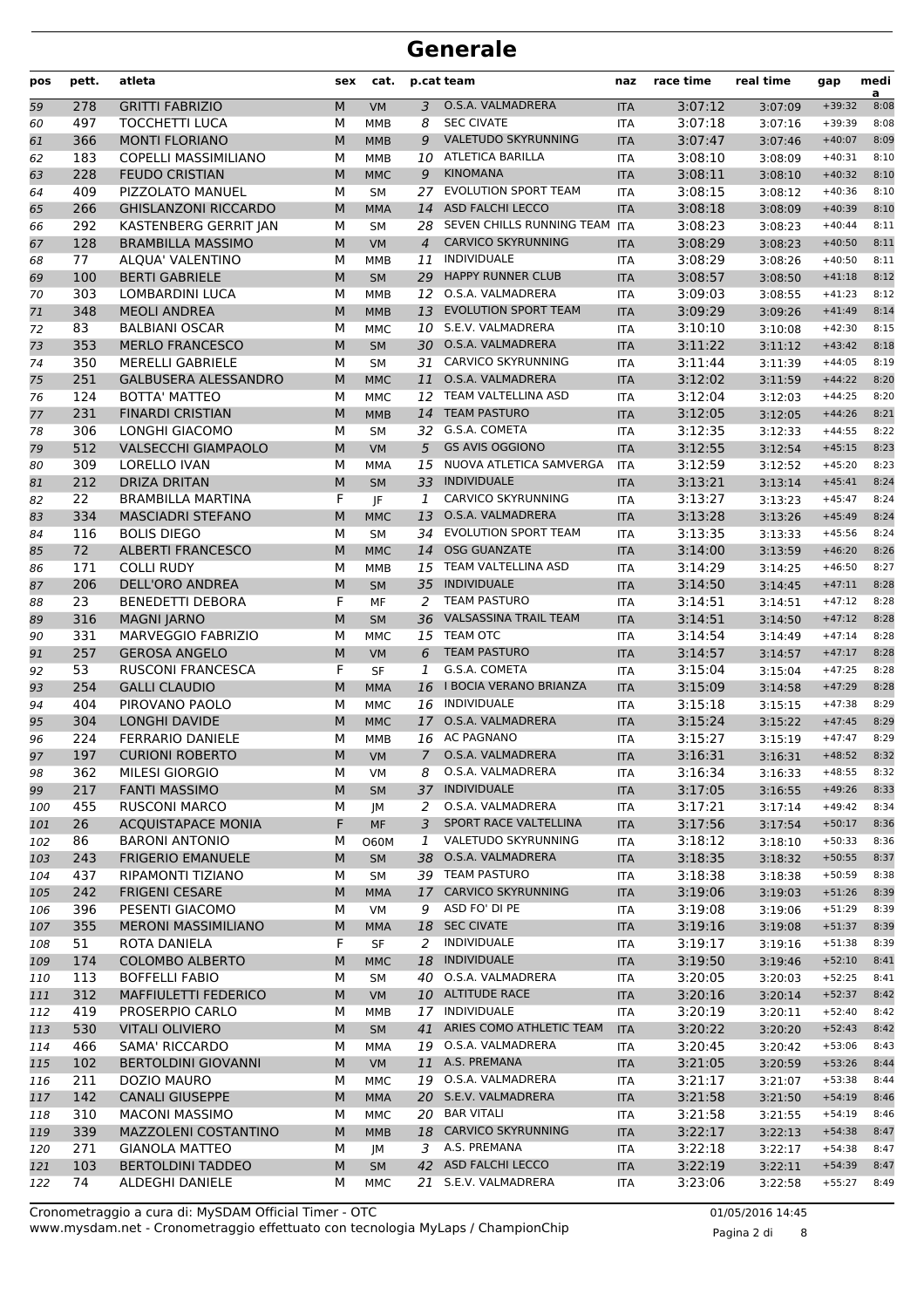# Generale

| pos | pett. | atleta | sex | cat. | p.cat | team | naz | race time | real time | gap | media |
|---|---|---|---|---|---|---|---|---|---|---|---|
| 59 | 278 | GRITTI FABRIZIO | M | VM | 3 | O.S.A. VALMADRERA | ITA | 3:07:12 | 3:07:09 | +39:32 | 8:08 |
| 60 | 497 | TOCCHETTI LUCA | M | MMB | 8 | SEC CIVATE | ITA | 3:07:18 | 3:07:16 | +39:39 | 8:08 |
| 61 | 366 | MONTI FLORIANO | M | MMB | 9 | VALETUDO SKYRUNNING | ITA | 3:07:47 | 3:07:46 | +40:07 | 8:09 |
| 62 | 183 | COPELLI MASSIMILIANO | M | MMB | 10 | ATLETICA BARILLA | ITA | 3:08:10 | 3:08:09 | +40:31 | 8:10 |
| 63 | 228 | FEUDO CRISTIAN | M | MMC | 9 | KINOMANA | ITA | 3:08:11 | 3:08:10 | +40:32 | 8:10 |
| 64 | 409 | PIZZOLATO MANUEL | M | SM | 27 | EVOLUTION SPORT TEAM | ITA | 3:08:15 | 3:08:12 | +40:36 | 8:10 |
| 65 | 266 | GHISLANZONI RICCARDO | M | MMA | 14 | ASD FALCHI LECCO | ITA | 3:08:18 | 3:08:09 | +40:39 | 8:10 |
| 66 | 292 | KASTENBERG GERRIT JAN | M | SM | 28 | SEVEN CHILLS RUNNING TEAM | ITA | 3:08:23 | 3:08:23 | +40:44 | 8:11 |
| 67 | 128 | BRAMBILLA MASSIMO | M | VM | 4 | CARVICO SKYRUNNING | ITA | 3:08:29 | 3:08:23 | +40:50 | 8:11 |
| 68 | 77 | ALQUA' VALENTINO | M | MMB | 11 | INDIVIDUALE | ITA | 3:08:29 | 3:08:26 | +40:50 | 8:11 |
| 69 | 100 | BERTI GABRIELE | M | SM | 29 | HAPPY RUNNER CLUB | ITA | 3:08:57 | 3:08:50 | +41:18 | 8:12 |
| 70 | 303 | LOMBARDINI LUCA | M | MMB | 12 | O.S.A. VALMADRERA | ITA | 3:09:03 | 3:08:55 | +41:23 | 8:12 |
| 71 | 348 | MEOLI ANDREA | M | MMB | 13 | EVOLUTION SPORT TEAM | ITA | 3:09:29 | 3:09:26 | +41:49 | 8:14 |
| 72 | 83 | BALBIANI OSCAR | M | MMC | 10 | S.E.V. VALMADRERA | ITA | 3:10:10 | 3:10:08 | +42:30 | 8:15 |
| 73 | 353 | MERLO FRANCESCO | M | SM | 30 | O.S.A. VALMADRERA | ITA | 3:11:22 | 3:11:12 | +43:42 | 8:18 |
| 74 | 350 | MERELLI GABRIELE | M | SM | 31 | CARVICO SKYRUNNING | ITA | 3:11:44 | 3:11:39 | +44:05 | 8:19 |
| 75 | 251 | GALBUSERA ALESSANDRO | M | MMC | 11 | O.S.A. VALMADRERA | ITA | 3:12:02 | 3:11:59 | +44:22 | 8:20 |
| 76 | 124 | BOTTA' MATTEO | M | MMC | 12 | TEAM VALTELLINA ASD | ITA | 3:12:04 | 3:12:03 | +44:25 | 8:20 |
| 77 | 231 | FINARDI CRISTIAN | M | MMB | 14 | TEAM PASTURO | ITA | 3:12:05 | 3:12:05 | +44:26 | 8:21 |
| 78 | 306 | LONGHI GIACOMO | M | SM | 32 | G.S.A. COMETA | ITA | 3:12:35 | 3:12:33 | +44:55 | 8:22 |
| 79 | 512 | VALSECCHI GIAMPAOLO | M | VM | 5 | GS AVIS OGGIONO | ITA | 3:12:55 | 3:12:54 | +45:15 | 8:23 |
| 80 | 309 | LORELLO IVAN | M | MMA | 15 | NUOVA ATLETICA SAMVERGA | ITA | 3:12:59 | 3:12:52 | +45:20 | 8:23 |
| 81 | 212 | DRIZA DRITAN | M | SM | 33 | INDIVIDUALE | ITA | 3:13:21 | 3:13:14 | +45:41 | 8:24 |
| 82 | 22 | BRAMBILLA MARTINA | F | JF | 1 | CARVICO SKYRUNNING | ITA | 3:13:27 | 3:13:23 | +45:47 | 8:24 |
| 83 | 334 | MASCIADRI STEFANO | M | MMC | 13 | O.S.A. VALMADRERA | ITA | 3:13:28 | 3:13:26 | +45:49 | 8:24 |
| 84 | 116 | BOLIS DIEGO | M | SM | 34 | EVOLUTION SPORT TEAM | ITA | 3:13:35 | 3:13:33 | +45:56 | 8:24 |
| 85 | 72 | ALBERTI FRANCESCO | M | MMC | 14 | OSG GUANZATE | ITA | 3:14:00 | 3:13:59 | +46:20 | 8:26 |
| 86 | 171 | COLLI RUDY | M | MMB | 15 | TEAM VALTELLINA ASD | ITA | 3:14:29 | 3:14:25 | +46:50 | 8:27 |
| 87 | 206 | DELL'ORO ANDREA | M | SM | 35 | INDIVIDUALE | ITA | 3:14:50 | 3:14:45 | +47:11 | 8:28 |
| 88 | 23 | BENEDETTI DEBORA | F | MF | 2 | TEAM PASTURO | ITA | 3:14:51 | 3:14:51 | +47:12 | 8:28 |
| 89 | 316 | MAGNI JARNO | M | SM | 36 | VALSASSINA TRAIL TEAM | ITA | 3:14:51 | 3:14:50 | +47:12 | 8:28 |
| 90 | 331 | MARVEGGIO FABRIZIO | M | MMC | 15 | TEAM OTC | ITA | 3:14:54 | 3:14:49 | +47:14 | 8:28 |
| 91 | 257 | GEROSA ANGELO | M | VM | 6 | TEAM PASTURO | ITA | 3:14:57 | 3:14:57 | +47:17 | 8:28 |
| 92 | 53 | RUSCONI FRANCESCA | F | SF | 1 | G.S.A. COMETA | ITA | 3:15:04 | 3:15:04 | +47:25 | 8:28 |
| 93 | 254 | GALLI CLAUDIO | M | MMA | 16 | I BOCIA VERANO BRIANZA | ITA | 3:15:09 | 3:14:58 | +47:29 | 8:28 |
| 94 | 404 | PIROVANO PAOLO | M | MMC | 16 | INDIVIDUALE | ITA | 3:15:18 | 3:15:15 | +47:38 | 8:29 |
| 95 | 304 | LONGHI DAVIDE | M | MMC | 17 | O.S.A. VALMADRERA | ITA | 3:15:24 | 3:15:22 | +47:45 | 8:29 |
| 96 | 224 | FERRARIO DANIELE | M | MMB | 16 | AC PAGNANO | ITA | 3:15:27 | 3:15:19 | +47:47 | 8:29 |
| 97 | 197 | CURIONI ROBERTO | M | VM | 7 | O.S.A. VALMADRERA | ITA | 3:16:31 | 3:16:31 | +48:52 | 8:32 |
| 98 | 362 | MILESI GIORGIO | M | VM | 8 | O.S.A. VALMADRERA | ITA | 3:16:34 | 3:16:33 | +48:55 | 8:32 |
| 99 | 217 | FANTI MASSIMO | M | SM | 37 | INDIVIDUALE | ITA | 3:17:05 | 3:16:55 | +49:26 | 8:33 |
| 100 | 455 | RUSCONI MARCO | M | JM | 2 | O.S.A. VALMADRERA | ITA | 3:17:21 | 3:17:14 | +49:42 | 8:34 |
| 101 | 26 | ACQUISTAPACE MONIA | F | MF | 3 | SPORT RACE VALTELLINA | ITA | 3:17:56 | 3:17:54 | +50:17 | 8:36 |
| 102 | 86 | BARONI ANTONIO | M | O60M | 1 | VALETUDO SKYRUNNING | ITA | 3:18:12 | 3:18:10 | +50:33 | 8:36 |
| 103 | 243 | FRIGERIO EMANUELE | M | SM | 38 | O.S.A. VALMADRERA | ITA | 3:18:35 | 3:18:32 | +50:55 | 8:37 |
| 104 | 437 | RIPAMONTI TIZIANO | M | SM | 39 | TEAM PASTURO | ITA | 3:18:38 | 3:18:38 | +50:59 | 8:38 |
| 105 | 242 | FRIGENI CESARE | M | MMA | 17 | CARVICO SKYRUNNING | ITA | 3:19:06 | 3:19:03 | +51:26 | 8:39 |
| 106 | 396 | PESENTI GIACOMO | M | VM | 9 | ASD FO' DI PE | ITA | 3:19:08 | 3:19:06 | +51:29 | 8:39 |
| 107 | 355 | MERONI MASSIMILIANO | M | MMA | 18 | SEC CIVATE | ITA | 3:19:16 | 3:19:08 | +51:37 | 8:39 |
| 108 | 51 | ROTA DANIELA | F | SF | 2 | INDIVIDUALE | ITA | 3:19:17 | 3:19:16 | +51:38 | 8:39 |
| 109 | 174 | COLOMBO ALBERTO | M | MMC | 18 | INDIVIDUALE | ITA | 3:19:50 | 3:19:46 | +52:10 | 8:41 |
| 110 | 113 | BOFFELLI FABIO | M | SM | 40 | O.S.A. VALMADRERA | ITA | 3:20:05 | 3:20:03 | +52:25 | 8:41 |
| 111 | 312 | MAFFIULETTI FEDERICO | M | VM | 10 | ALTITUDE RACE | ITA | 3:20:16 | 3:20:14 | +52:37 | 8:42 |
| 112 | 419 | PROSERPIO CARLO | M | MMB | 17 | INDIVIDUALE | ITA | 3:20:19 | 3:20:11 | +52:40 | 8:42 |
| 113 | 530 | VITALI OLIVIERO | M | SM | 41 | ARIES COMO ATHLETIC TEAM | ITA | 3:20:22 | 3:20:20 | +52:43 | 8:42 |
| 114 | 466 | SAMA' RICCARDO | M | MMA | 19 | O.S.A. VALMADRERA | ITA | 3:20:45 | 3:20:42 | +53:06 | 8:43 |
| 115 | 102 | BERTOLDINI GIOVANNI | M | VM | 11 | A.S. PREMANA | ITA | 3:21:05 | 3:20:59 | +53:26 | 8:44 |
| 116 | 211 | DOZIO MAURO | M | MMC | 19 | O.S.A. VALMADRERA | ITA | 3:21:17 | 3:21:07 | +53:38 | 8:44 |
| 117 | 142 | CANALI GIUSEPPE | M | MMA | 20 | S.E.V. VALMADRERA | ITA | 3:21:58 | 3:21:50 | +54:19 | 8:46 |
| 118 | 310 | MACONI MASSIMO | M | MMC | 20 | BAR VITALI | ITA | 3:21:58 | 3:21:55 | +54:19 | 8:46 |
| 119 | 339 | MAZZOLENI COSTANTINO | M | MMB | 18 | CARVICO SKYRUNNING | ITA | 3:22:17 | 3:22:13 | +54:38 | 8:47 |
| 120 | 271 | GIANOLA MATTEO | M | JM | 3 | A.S. PREMANA | ITA | 3:22:18 | 3:22:17 | +54:38 | 8:47 |
| 121 | 103 | BERTOLDINI TADDEO | M | SM | 42 | ASD FALCHI LECCO | ITA | 3:22:19 | 3:22:11 | +54:39 | 8:47 |
| 122 | 74 | ALDEGHI DANIELE | M | MMC | 21 | S.E.V. VALMADRERA | ITA | 3:23:06 | 3:22:58 | +55:27 | 8:49 |

Cronometraggio a cura di: MySDAM Official Timer - OTC
www.mysdam.net - Cronometraggio effettuato con tecnologia MyLaps / ChampionChip

01/05/2016 14:45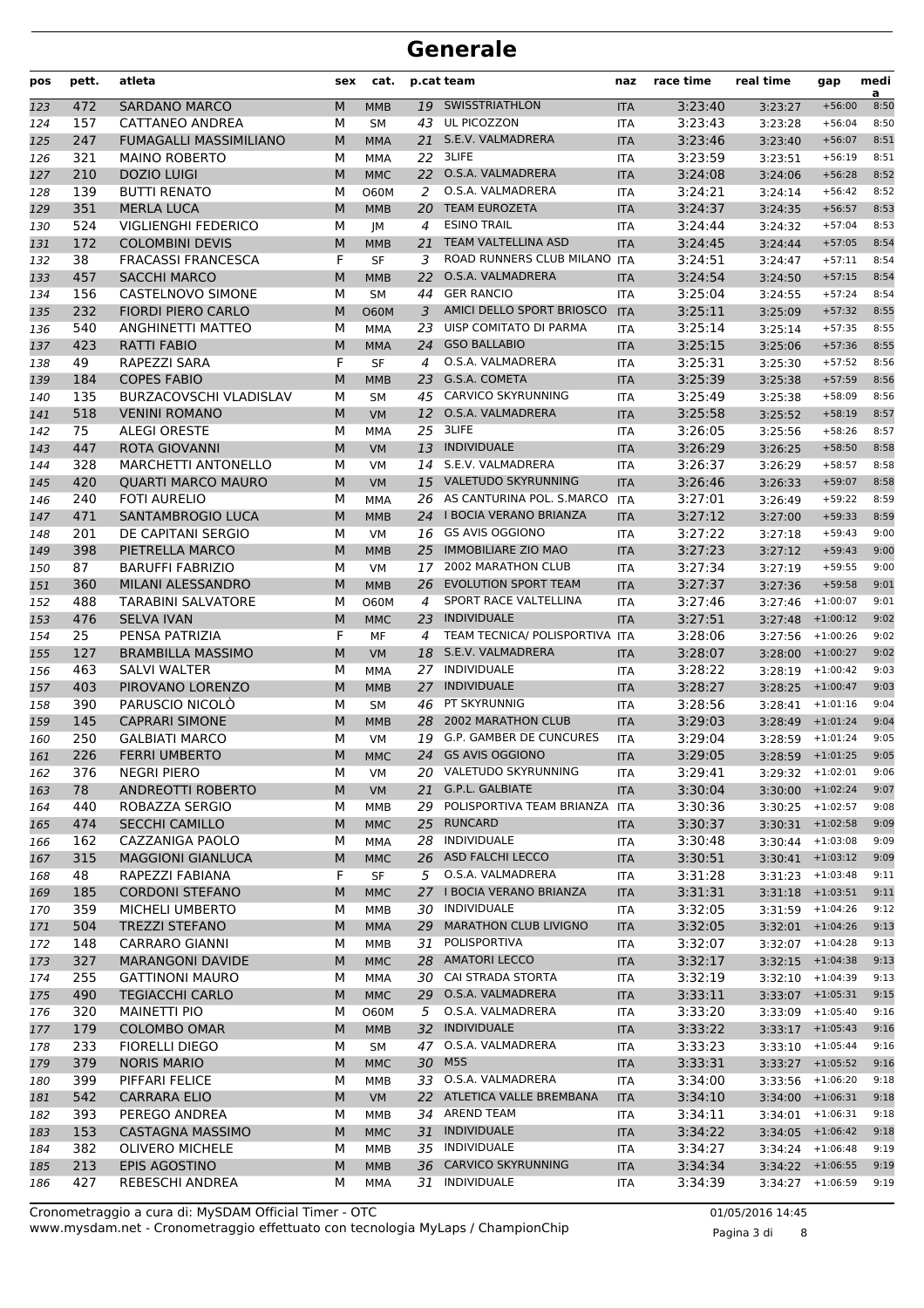# Generale

| pos | pett. | atleta | sex | cat. | p.cat | team | naz | race time | real time | gap | media |
|---|---|---|---|---|---|---|---|---|---|---|---|
| 123 | 472 | SARDANO MARCO | M | MMB | 19 | SWISSTRIATHLON | ITA | 3:23:40 | 3:23:27 | +56:00 | 8:50 |
| 124 | 157 | CATTANEO ANDREA | M | SM | 43 | UL PICOZZON | ITA | 3:23:43 | 3:23:28 | +56:04 | 8:50 |
| 125 | 247 | FUMAGALLI MASSIMILIANO | M | MMA | 21 | S.E.V. VALMADRERA | ITA | 3:23:46 | 3:23:40 | +56:07 | 8:51 |
| 126 | 321 | MAINO ROBERTO | M | MMA | 22 | 3LIFE | ITA | 3:23:59 | 3:23:51 | +56:19 | 8:51 |
| 127 | 210 | DOZIO LUIGI | M | MMC | 22 | O.S.A. VALMADRERA | ITA | 3:24:08 | 3:24:06 | +56:28 | 8:52 |
| 128 | 139 | BUTTI RENATO | M | O60M | 2 | O.S.A. VALMADRERA | ITA | 3:24:21 | 3:24:14 | +56:42 | 8:52 |
| 129 | 351 | MERLA LUCA | M | MMB | 20 | TEAM EUROZETA | ITA | 3:24:37 | 3:24:35 | +56:57 | 8:53 |
| 130 | 524 | VIGLIENGHI FEDERICO | M | JM | 4 | ESINO TRAIL | ITA | 3:24:44 | 3:24:32 | +57:04 | 8:53 |
| 131 | 172 | COLOMBINI DEVIS | M | MMB | 21 | TEAM VALTELLINA ASD | ITA | 3:24:45 | 3:24:44 | +57:05 | 8:54 |
| 132 | 38 | FRACASSI FRANCESCA | F | SF | 3 | ROAD RUNNERS CLUB MILANO | ITA | 3:24:51 | 3:24:47 | +57:11 | 8:54 |
| 133 | 457 | SACCHI MARCO | M | MMB | 22 | O.S.A. VALMADRERA | ITA | 3:24:54 | 3:24:50 | +57:15 | 8:54 |
| 134 | 156 | CASTELNOVO SIMONE | M | SM | 44 | GER RANCIO | ITA | 3:25:04 | 3:24:55 | +57:24 | 8:54 |
| 135 | 232 | FIORDI PIERO CARLO | M | O60M | 3 | AMICI DELLO SPORT BRIOSCO | ITA | 3:25:11 | 3:25:09 | +57:32 | 8:55 |
| 136 | 540 | ANGHINETTI MATTEO | M | MMA | 23 | UISP COMITATO DI PARMA | ITA | 3:25:14 | 3:25:14 | +57:35 | 8:55 |
| 137 | 423 | RATTI FABIO | M | MMA | 24 | GSO BALLABIO | ITA | 3:25:15 | 3:25:06 | +57:36 | 8:55 |
| 138 | 49 | RAPEZZI SARA | F | SF | 4 | O.S.A. VALMADRERA | ITA | 3:25:31 | 3:25:30 | +57:52 | 8:56 |
| 139 | 184 | COPES FABIO | M | MMB | 23 | G.S.A. COMETA | ITA | 3:25:39 | 3:25:38 | +57:59 | 8:56 |
| 140 | 135 | BURZACOVSCHI VLADISLAV | M | SM | 45 | CARVICO SKYRUNNING | ITA | 3:25:49 | 3:25:38 | +58:09 | 8:56 |
| 141 | 518 | VENINI ROMANO | M | VM | 12 | O.S.A. VALMADRERA | ITA | 3:25:58 | 3:25:52 | +58:19 | 8:57 |
| 142 | 75 | ALEGI ORESTE | M | MMA | 25 | 3LIFE | ITA | 3:26:05 | 3:25:56 | +58:26 | 8:57 |
| 143 | 447 | ROTA GIOVANNI | M | VM | 13 | INDIVIDUALE | ITA | 3:26:29 | 3:26:25 | +58:50 | 8:58 |
| 144 | 328 | MARCHETTI ANTONELLO | M | VM | 14 | S.E.V. VALMADRERA | ITA | 3:26:37 | 3:26:29 | +58:57 | 8:58 |
| 145 | 420 | QUARTI MARCO MAURO | M | VM | 15 | VALETUDO SKYRUNNING | ITA | 3:26:46 | 3:26:33 | +59:07 | 8:58 |
| 146 | 240 | FOTI AURELIO | M | MMA | 26 | AS CANTURINA POL. S.MARCO | ITA | 3:27:01 | 3:26:49 | +59:22 | 8:59 |
| 147 | 471 | SANTAMBROGIO LUCA | M | MMB | 24 | I BOCIA VERANO BRIANZA | ITA | 3:27:12 | 3:27:00 | +59:33 | 8:59 |
| 148 | 201 | DE CAPITANI SERGIO | M | VM | 16 | GS AVIS OGGIONO | ITA | 3:27:22 | 3:27:18 | +59:43 | 9:00 |
| 149 | 398 | PIETRELLA MARCO | M | MMB | 25 | IMMOBILIARE ZIO MAO | ITA | 3:27:23 | 3:27:12 | +59:43 | 9:00 |
| 150 | 87 | BARUFFI FABRIZIO | M | VM | 17 | 2002 MARATHON CLUB | ITA | 3:27:34 | 3:27:19 | +59:55 | 9:00 |
| 151 | 360 | MILANI ALESSANDRO | M | MMB | 26 | EVOLUTION SPORT TEAM | ITA | 3:27:37 | 3:27:36 | +59:58 | 9:01 |
| 152 | 488 | TARABINI SALVATORE | M | O60M | 4 | SPORT RACE VALTELLINA | ITA | 3:27:46 | 3:27:46 | +1:00:07 | 9:01 |
| 153 | 476 | SELVA IVAN | M | MMC | 23 | INDIVIDUALE | ITA | 3:27:51 | 3:27:48 | +1:00:12 | 9:02 |
| 154 | 25 | PENSA PATRIZIA | F | MF | 4 | TEAM TECNICA/ POLISPORTIVA | ITA | 3:28:06 | 3:27:56 | +1:00:26 | 9:02 |
| 155 | 127 | BRAMBILLA MASSIMO | M | VM | 18 | S.E.V. VALMADRERA | ITA | 3:28:07 | 3:28:00 | +1:00:27 | 9:02 |
| 156 | 463 | SALVI WALTER | M | MMA | 27 | INDIVIDUALE | ITA | 3:28:22 | 3:28:19 | +1:00:42 | 9:03 |
| 157 | 403 | PIROVANO LORENZO | M | MMB | 27 | INDIVIDUALE | ITA | 3:28:27 | 3:28:25 | +1:00:47 | 9:03 |
| 158 | 390 | PARUSCIO NICOLÒ | M | SM | 46 | PT SKYRUNNIG | ITA | 3:28:56 | 3:28:41 | +1:01:16 | 9:04 |
| 159 | 145 | CAPRARI SIMONE | M | MMB | 28 | 2002 MARATHON CLUB | ITA | 3:29:03 | 3:28:49 | +1:01:24 | 9:04 |
| 160 | 250 | GALBIATI MARCO | M | VM | 19 | G.P. GAMBER DE CUNCURES | ITA | 3:29:04 | 3:28:59 | +1:01:24 | 9:05 |
| 161 | 226 | FERRI UMBERTO | M | MMC | 24 | GS AVIS OGGIONO | ITA | 3:29:05 | 3:28:59 | +1:01:25 | 9:05 |
| 162 | 376 | NEGRI PIERO | M | VM | 20 | VALETUDO SKYRUNNING | ITA | 3:29:41 | 3:29:32 | +1:02:01 | 9:06 |
| 163 | 78 | ANDREOTTI ROBERTO | M | VM | 21 | G.P.L. GALBIATE | ITA | 3:30:04 | 3:30:00 | +1:02:24 | 9:07 |
| 164 | 440 | ROBAZZA SERGIO | M | MMB | 29 | POLISPORTIVA TEAM BRIANZA | ITA | 3:30:36 | 3:30:25 | +1:02:57 | 9:08 |
| 165 | 474 | SECCHI CAMILLO | M | MMC | 25 | RUNCARD | ITA | 3:30:37 | 3:30:31 | +1:02:58 | 9:09 |
| 166 | 162 | CAZZANIGA PAOLO | M | MMA | 28 | INDIVIDUALE | ITA | 3:30:48 | 3:30:44 | +1:03:08 | 9:09 |
| 167 | 315 | MAGGIONI GIANLUCA | M | MMC | 26 | ASD FALCHI LECCO | ITA | 3:30:51 | 3:30:41 | +1:03:12 | 9:09 |
| 168 | 48 | RAPEZZI FABIANA | F | SF | 5 | O.S.A. VALMADRERA | ITA | 3:31:28 | 3:31:23 | +1:03:48 | 9:11 |
| 169 | 185 | CORDONI STEFANO | M | MMC | 27 | I BOCIA VERANO BRIANZA | ITA | 3:31:31 | 3:31:18 | +1:03:51 | 9:11 |
| 170 | 359 | MICHELI UMBERTO | M | MMB | 30 | INDIVIDUALE | ITA | 3:32:05 | 3:31:59 | +1:04:26 | 9:12 |
| 171 | 504 | TREZZI STEFANO | M | MMA | 29 | MARATHON CLUB LIVIGNO | ITA | 3:32:05 | 3:32:01 | +1:04:26 | 9:13 |
| 172 | 148 | CARRARO GIANNI | M | MMB | 31 | POLISPORTIVA | ITA | 3:32:07 | 3:32:07 | +1:04:28 | 9:13 |
| 173 | 327 | MARANGONI DAVIDE | M | MMC | 28 | AMATORI LECCO | ITA | 3:32:17 | 3:32:15 | +1:04:38 | 9:13 |
| 174 | 255 | GATTINONI MAURO | M | MMA | 30 | CAI STRADA STORTA | ITA | 3:32:19 | 3:32:10 | +1:04:39 | 9:13 |
| 175 | 490 | TEGIACCHI CARLO | M | MMC | 29 | O.S.A. VALMADRERA | ITA | 3:33:11 | 3:33:07 | +1:05:31 | 9:15 |
| 176 | 320 | MAINETTI PIO | M | O60M | 5 | O.S.A. VALMADRERA | ITA | 3:33:20 | 3:33:09 | +1:05:40 | 9:16 |
| 177 | 179 | COLOMBO OMAR | M | MMB | 32 | INDIVIDUALE | ITA | 3:33:22 | 3:33:17 | +1:05:43 | 9:16 |
| 178 | 233 | FIORELLI DIEGO | M | SM | 47 | O.S.A. VALMADRERA | ITA | 3:33:23 | 3:33:10 | +1:05:44 | 9:16 |
| 179 | 379 | NORIS MARIO | M | MMC | 30 | M5S | ITA | 3:33:31 | 3:33:27 | +1:05:52 | 9:16 |
| 180 | 399 | PIFFARI FELICE | M | MMB | 33 | O.S.A. VALMADRERA | ITA | 3:34:00 | 3:33:56 | +1:06:20 | 9:18 |
| 181 | 542 | CARRARA ELIO | M | VM | 22 | ATLETICA VALLE BREMBANA | ITA | 3:34:10 | 3:34:00 | +1:06:31 | 9:18 |
| 182 | 393 | PEREGO ANDREA | M | MMB | 34 | AREND TEAM | ITA | 3:34:11 | 3:34:01 | +1:06:31 | 9:18 |
| 183 | 153 | CASTAGNA MASSIMO | M | MMC | 31 | INDIVIDUALE | ITA | 3:34:22 | 3:34:05 | +1:06:42 | 9:18 |
| 184 | 382 | OLIVERO MICHELE | M | MMB | 35 | INDIVIDUALE | ITA | 3:34:27 | 3:34:24 | +1:06:48 | 9:19 |
| 185 | 213 | EPIS AGOSTINO | M | MMB | 36 | CARVICO SKYRUNNING | ITA | 3:34:34 | 3:34:22 | +1:06:55 | 9:19 |
| 186 | 427 | REBESCHI ANDREA | M | MMA | 31 | INDIVIDUALE | ITA | 3:34:39 | 3:34:27 | +1:06:59 | 9:19 |

Cronometraggio a cura di: MySDAM Official Timer - OTC
www.mysdam.net - Cronometraggio effettuato con tecnologia MyLaps / ChampionChip

01/05/2016 14:45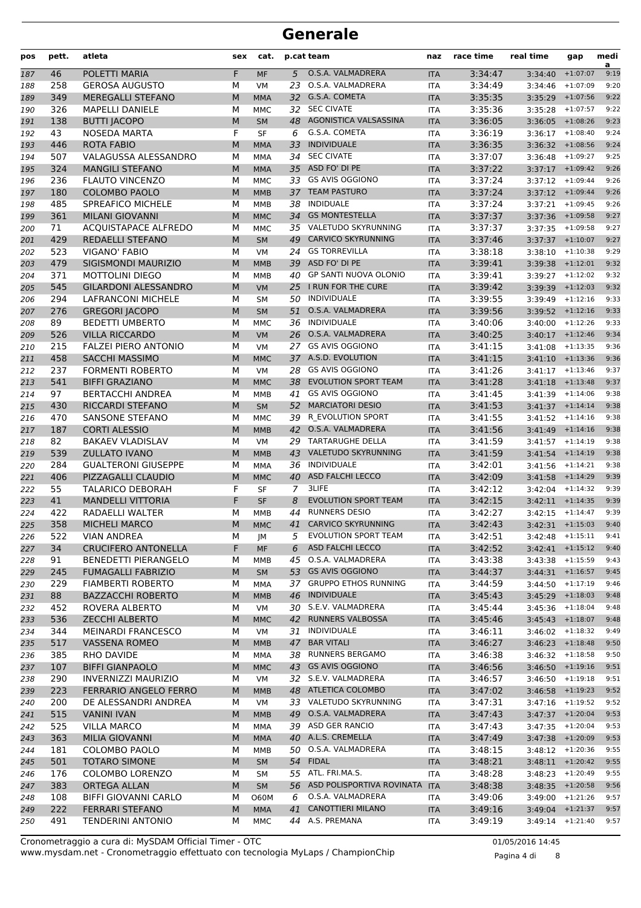# Generale

| pos | pett. | atleta | sex | cat. | p.cat | team | naz | race time | real time | gap | media |
|---|---|---|---|---|---|---|---|---|---|---|---|
| 187 | 46 | POLETTI MARIA | F | MF | 5 | O.S.A. VALMADRERA | ITA | 3:34:47 | 3:34:40 | +1:07:07 | 9:19 |
| 188 | 258 | GEROSA AUGUSTO | M | VM | 23 | O.S.A. VALMADRERA | ITA | 3:34:49 | 3:34:46 | +1:07:09 | 9:20 |
| 189 | 349 | MEREGALLI STEFANO | M | MMA | 32 | G.S.A. COMETA | ITA | 3:35:35 | 3:35:29 | +1:07:56 | 9:22 |
| 190 | 326 | MAPELLI DANIELE | M | MMC | 32 | SEC CIVATE | ITA | 3:35:36 | 3:35:28 | +1:07:57 | 9:22 |
| 191 | 138 | BUTTI JACOPO | M | SM | 48 | AGONISTICA VALSASSINA | ITA | 3:36:05 | 3:36:05 | +1:08:26 | 9:23 |
| 192 | 43 | NOSEDA MARTA | F | SF | 6 | G.S.A. COMETA | ITA | 3:36:19 | 3:36:17 | +1:08:40 | 9:24 |
| 193 | 446 | ROTA FABIO | M | MMA | 33 | INDIVIDUALE | ITA | 3:36:35 | 3:36:32 | +1:08:56 | 9:24 |
| 194 | 507 | VALAGUSSA ALESSANDRO | M | MMA | 34 | SEC CIVATE | ITA | 3:37:07 | 3:36:48 | +1:09:27 | 9:25 |
| 195 | 324 | MANGILI STEFANO | M | MMA | 35 | ASD FO' DI PE | ITA | 3:37:22 | 3:37:17 | +1:09:42 | 9:26 |
| 196 | 236 | FLAUTO VINCENZO | M | MMC | 33 | GS AVIS OGGIONO | ITA | 3:37:24 | 3:37:12 | +1:09:44 | 9:26 |
| 197 | 180 | COLOMBO PAOLO | M | MMB | 37 | TEAM PASTURO | ITA | 3:37:24 | 3:37:12 | +1:09:44 | 9:26 |
| 198 | 485 | SPREAFICO MICHELE | M | MMB | 38 | INDIDUALE | ITA | 3:37:24 | 3:37:21 | +1:09:45 | 9:26 |
| 199 | 361 | MILANI GIOVANNI | M | MMC | 34 | GS MONTESTELLA | ITA | 3:37:37 | 3:37:36 | +1:09:58 | 9:27 |
| 200 | 71 | ACQUISTAPACE ALFREDO | M | MMC | 35 | VALETUDO SKYRUNNING | ITA | 3:37:37 | 3:37:35 | +1:09:58 | 9:27 |
| 201 | 429 | REDAELLI STEFANO | M | SM | 49 | CARVICO SKYRUNNING | ITA | 3:37:46 | 3:37:37 | +1:10:07 | 9:27 |
| 202 | 523 | VIGANO' FABIO | M | VM | 24 | GS TORREVILLA | ITA | 3:38:18 | 3:38:10 | +1:10:38 | 9:29 |
| 203 | 479 | SIGISMONDI MAURIZIO | M | MMB | 39 | ASD FO' DI PE | ITA | 3:39:41 | 3:39:38 | +1:12:01 | 9:32 |
| 204 | 371 | MOTTOLINI DIEGO | M | MMB | 40 | GP SANTI NUOVA OLONIO | ITA | 3:39:41 | 3:39:27 | +1:12:02 | 9:32 |
| 205 | 545 | GILARDONI ALESSANDRO | M | VM | 25 | I RUN FOR THE CURE | ITA | 3:39:42 | 3:39:39 | +1:12:03 | 9:32 |
| 206 | 294 | LAFRANCONI MICHELE | M | SM | 50 | INDIVIDUALE | ITA | 3:39:55 | 3:39:49 | +1:12:16 | 9:33 |
| 207 | 276 | GREGORI JACOPO | M | SM | 51 | O.S.A. VALMADRERA | ITA | 3:39:56 | 3:39:52 | +1:12:16 | 9:33 |
| 208 | 89 | BEDETTI UMBERTO | M | MMC | 36 | INDIVIDUALE | ITA | 3:40:06 | 3:40:00 | +1:12:26 | 9:33 |
| 209 | 526 | VILLA RICCARDO | M | VM | 26 | O.S.A. VALMADRERA | ITA | 3:40:25 | 3:40:17 | +1:12:46 | 9:34 |
| 210 | 215 | FALZEI PIERO ANTONIO | M | VM | 27 | GS AVIS OGGIONO | ITA | 3:41:15 | 3:41:08 | +1:13:35 | 9:36 |
| 211 | 458 | SACCHI MASSIMO | M | MMC | 37 | A.S.D. EVOLUTION | ITA | 3:41:15 | 3:41:10 | +1:13:36 | 9:36 |
| 212 | 237 | FORMENTI ROBERTO | M | VM | 28 | GS AVIS OGGIONO | ITA | 3:41:26 | 3:41:17 | +1:13:46 | 9:37 |
| 213 | 541 | BIFFI GRAZIANO | M | MMC | 38 | EVOLUTION SPORT TEAM | ITA | 3:41:28 | 3:41:18 | +1:13:48 | 9:37 |
| 214 | 97 | BERTACCHI ANDREA | M | MMB | 41 | GS AVIS OGGIONO | ITA | 3:41:45 | 3:41:39 | +1:14:06 | 9:38 |
| 215 | 430 | RICCARDI STEFANO | M | SM | 52 | MARCIATORI DESIO | ITA | 3:41:53 | 3:41:37 | +1:14:14 | 9:38 |
| 216 | 470 | SANSONE STEFANO | M | MMC | 39 | R_EVOLUTION SPORT | ITA | 3:41:55 | 3:41:52 | +1:14:16 | 9:38 |
| 217 | 187 | CORTI ALESSIO | M | MMB | 42 | O.S.A. VALMADRERA | ITA | 3:41:56 | 3:41:49 | +1:14:16 | 9:38 |
| 218 | 82 | BAKAEV VLADISLAV | M | VM | 29 | TARTARUGHE DELLA | ITA | 3:41:59 | 3:41:57 | +1:14:19 | 9:38 |
| 219 | 539 | ZULLATO IVANO | M | MMB | 43 | VALETUDO SKYRUNNING | ITA | 3:41:59 | 3:41:54 | +1:14:19 | 9:38 |
| 220 | 284 | GUALTERONI GIUSEPPE | M | MMA | 36 | INDIVIDUALE | ITA | 3:42:01 | 3:41:56 | +1:14:21 | 9:38 |
| 221 | 406 | PIZZAGALLI CLAUDIO | M | MMC | 40 | ASD FALCHI LECCO | ITA | 3:42:09 | 3:41:58 | +1:14:29 | 9:39 |
| 222 | 55 | TALARICO DEBORAH | F | SF | 7 | 3LIFE | ITA | 3:42:12 | 3:42:04 | +1:14:32 | 9:39 |
| 223 | 41 | MANDELLI VITTORIA | F | SF | 8 | EVOLUTION SPORT TEAM | ITA | 3:42:15 | 3:42:11 | +1:14:35 | 9:39 |
| 224 | 422 | RADAELLI WALTER | M | MMB | 44 | RUNNERS DESIO | ITA | 3:42:27 | 3:42:15 | +1:14:47 | 9:39 |
| 225 | 358 | MICHELI MARCO | M | MMC | 41 | CARVICO SKYRUNNING | ITA | 3:42:43 | 3:42:31 | +1:15:03 | 9:40 |
| 226 | 522 | VIAN ANDREA | M | JM | 5 | EVOLUTION SPORT TEAM | ITA | 3:42:51 | 3:42:48 | +1:15:11 | 9:41 |
| 227 | 34 | CRUCIFERO ANTONELLA | F | MF | 6 | ASD FALCHI LECCO | ITA | 3:42:52 | 3:42:41 | +1:15:12 | 9:40 |
| 228 | 91 | BENEDETTI PIERANGELO | M | MMB | 45 | O.S.A. VALMADRERA | ITA | 3:43:38 | 3:43:38 | +1:15:59 | 9:43 |
| 229 | 245 | FUMAGALLI FABRIZIO | M | SM | 53 | GS AVIS OGGIONO | ITA | 3:44:37 | 3:44:31 | +1:16:57 | 9:45 |
| 230 | 229 | FIAMBERTI ROBERTO | M | MMA | 37 | GRUPPO ETHOS RUNNING | ITA | 3:44:59 | 3:44:50 | +1:17:19 | 9:46 |
| 231 | 88 | BAZZACCHI ROBERTO | M | MMB | 46 | INDIVIDUALE | ITA | 3:45:43 | 3:45:29 | +1:18:03 | 9:48 |
| 232 | 452 | ROVERA ALBERTO | M | VM | 30 | S.E.V. VALMADRERA | ITA | 3:45:44 | 3:45:36 | +1:18:04 | 9:48 |
| 233 | 536 | ZECCHI ALBERTO | M | MMC | 42 | RUNNERS VALBOSSA | ITA | 3:45:46 | 3:45:43 | +1:18:07 | 9:48 |
| 234 | 344 | MEINARDI FRANCESCO | M | VM | 31 | INDIVIDUALE | ITA | 3:46:11 | 3:46:02 | +1:18:32 | 9:49 |
| 235 | 517 | VASSENA ROMEO | M | MMB | 47 | BAR VITALI | ITA | 3:46:27 | 3:46:23 | +1:18:48 | 9:50 |
| 236 | 385 | RHO DAVIDE | M | MMA | 38 | RUNNERS BERGAMO | ITA | 3:46:38 | 3:46:32 | +1:18:58 | 9:50 |
| 237 | 107 | BIFFI GIANPAOLO | M | MMC | 43 | GS AVIS OGGIONO | ITA | 3:46:56 | 3:46:50 | +1:19:16 | 9:51 |
| 238 | 290 | INVERNIZZI MAURIZIO | M | VM | 32 | S.E.V. VALMADRERA | ITA | 3:46:57 | 3:46:50 | +1:19:18 | 9:51 |
| 239 | 223 | FERRARIO ANGELO FERRO | M | MMB | 48 | ATLETICA COLOMBO | ITA | 3:47:02 | 3:46:58 | +1:19:23 | 9:52 |
| 240 | 200 | DE ALESSANDRI ANDREA | M | VM | 33 | VALETUDO SKYRUNNING | ITA | 3:47:31 | 3:47:16 | +1:19:52 | 9:52 |
| 241 | 515 | VANINI IVAN | M | MMB | 49 | O.S.A. VALMADRERA | ITA | 3:47:43 | 3:47:37 | +1:20:04 | 9:53 |
| 242 | 525 | VILLA MARCO | M | MMA | 39 | ASD GER RANCIO | ITA | 3:47:43 | 3:47:35 | +1:20:04 | 9:53 |
| 243 | 363 | MILIA GIOVANNI | M | MMA | 40 | A.L.S. CREMELLA | ITA | 3:47:49 | 3:47:38 | +1:20:09 | 9:53 |
| 244 | 181 | COLOMBO PAOLO | M | MMB | 50 | O.S.A. VALMADRERA | ITA | 3:48:15 | 3:48:12 | +1:20:36 | 9:55 |
| 245 | 501 | TOTARO SIMONE | M | SM | 54 | FIDAL | ITA | 3:48:21 | 3:48:11 | +1:20:42 | 9:55 |
| 246 | 176 | COLOMBO LORENZO | M | SM | 55 | ATL. FRI.MA.S. | ITA | 3:48:28 | 3:48:23 | +1:20:49 | 9:55 |
| 247 | 383 | ORTEGA ALLAN | M | SM | 56 | ASD POLISPORTIVA ROVINATA | ITA | 3:48:38 | 3:48:35 | +1:20:58 | 9:56 |
| 248 | 108 | BIFFI GIOVANNI CARLO | M | O60M | 6 | O.S.A. VALMADRERA | ITA | 3:49:06 | 3:49:00 | +1:21:26 | 9:57 |
| 249 | 222 | FERRARI STEFANO | M | MMA | 41 | CANOTTIERI MILANO | ITA | 3:49:16 | 3:49:04 | +1:21:37 | 9:57 |
| 250 | 491 | TENDERINI ANTONIO | M | MMC | 44 | A.S. PREMANA | ITA | 3:49:19 | 3:49:14 | +1:21:40 | 9:57 |

Cronometraggio a cura di: MySDAM Official Timer - OTC
www.mysdam.net - Cronometraggio effettuato con tecnologia MyLaps / ChampionChip

01/05/2016 14:45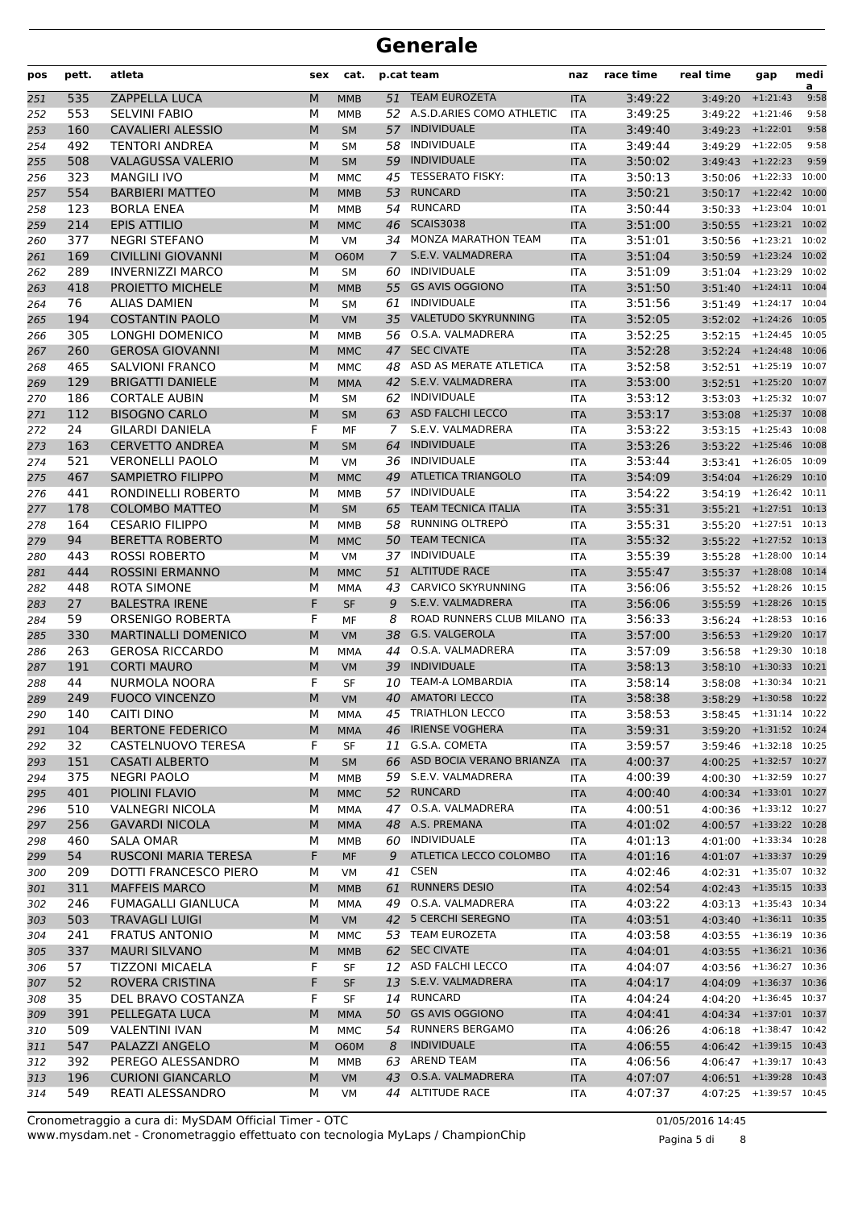# Generale

| pos | pett. | atleta | sex | cat. | p.cat | team | naz | race time | real time | gap | media |
|---|---|---|---|---|---|---|---|---|---|---|---|
| 251 | 535 | ZAPPELLA LUCA | M | MMB | 51 | TEAM EUROZETA | ITA | 3:49:22 | 3:49:20 | +1:21:43 | 9:58 |
| 252 | 553 | SELVINI FABIO | M | MMB | 52 | A.S.D.ARIES COMO ATHLETIC | ITA | 3:49:25 | 3:49:22 | +1:21:46 | 9:58 |
| 253 | 160 | CAVALIERI ALESSIO | M | SM | 57 | INDIVIDUALE | ITA | 3:49:40 | 3:49:23 | +1:22:01 | 9:58 |
| 254 | 492 | TENTORI ANDREA | M | SM | 58 | INDIVIDUALE | ITA | 3:49:44 | 3:49:29 | +1:22:05 | 9:58 |
| 255 | 508 | VALAGUSSA VALERIO | M | SM | 59 | INDIVIDUALE | ITA | 3:50:02 | 3:49:43 | +1:22:23 | 9:59 |
| 256 | 323 | MANGILI IVO | M | MMC | 45 | TESSERATO FISKY: | ITA | 3:50:13 | 3:50:06 | +1:22:33 | 10:00 |
| 257 | 554 | BARBIERI MATTEO | M | MMB | 53 | RUNCARD | ITA | 3:50:21 | 3:50:17 | +1:22:42 | 10:00 |
| 258 | 123 | BORLA ENEA | M | MMB | 54 | RUNCARD | ITA | 3:50:44 | 3:50:33 | +1:23:04 | 10:01 |
| 259 | 214 | EPIS ATTILIO | M | MMC | 46 | SCAIS3038 | ITA | 3:51:00 | 3:50:55 | +1:23:21 | 10:02 |
| 260 | 377 | NEGRI STEFANO | M | VM | 34 | MONZA MARATHON TEAM | ITA | 3:51:01 | 3:50:56 | +1:23:21 | 10:02 |
| 261 | 169 | CIVILLINI GIOVANNI | M | O60M | 7 | S.E.V. VALMADRERA | ITA | 3:51:04 | 3:50:59 | +1:23:24 | 10:02 |
| 262 | 289 | INVERNIZZI MARCO | M | SM | 60 | INDIVIDUALE | ITA | 3:51:09 | 3:51:04 | +1:23:29 | 10:02 |
| 263 | 418 | PROIETTO MICHELE | M | MMB | 55 | GS AVIS OGGIONO | ITA | 3:51:50 | 3:51:40 | +1:24:11 | 10:04 |
| 264 | 76 | ALIAS DAMIEN | M | SM | 61 | INDIVIDUALE | ITA | 3:51:56 | 3:51:49 | +1:24:17 | 10:04 |
| 265 | 194 | COSTANTIN PAOLO | M | VM | 35 | VALETUDO SKYRUNNING | ITA | 3:52:05 | 3:52:02 | +1:24:26 | 10:05 |
| 266 | 305 | LONGHI DOMENICO | M | MMB | 56 | O.S.A. VALMADRERA | ITA | 3:52:25 | 3:52:15 | +1:24:45 | 10:05 |
| 267 | 260 | GEROSA GIOVANNI | M | MMC | 47 | SEC CIVATE | ITA | 3:52:28 | 3:52:24 | +1:24:48 | 10:06 |
| 268 | 465 | SALVIONI FRANCO | M | MMC | 48 | ASD AS MERATE ATLETICA | ITA | 3:52:58 | 3:52:51 | +1:25:19 | 10:07 |
| 269 | 129 | BRIGATTI DANIELE | M | MMA | 42 | S.E.V. VALMADRERA | ITA | 3:53:00 | 3:52:51 | +1:25:20 | 10:07 |
| 270 | 186 | CORTALE AUBIN | M | SM | 62 | INDIVIDUALE | ITA | 3:53:12 | 3:53:03 | +1:25:32 | 10:07 |
| 271 | 112 | BISOGNO CARLO | M | SM | 63 | ASD FALCHI LECCO | ITA | 3:53:17 | 3:53:08 | +1:25:37 | 10:08 |
| 272 | 24 | GILARDI DANIELA | F | MF | 7 | S.E.V. VALMADRERA | ITA | 3:53:22 | 3:53:15 | +1:25:43 | 10:08 |
| 273 | 163 | CERVETTO ANDREA | M | SM | 64 | INDIVIDUALE | ITA | 3:53:26 | 3:53:22 | +1:25:46 | 10:08 |
| 274 | 521 | VERONELLI PAOLO | M | VM | 36 | INDIVIDUALE | ITA | 3:53:44 | 3:53:41 | +1:26:05 | 10:09 |
| 275 | 467 | SAMPIETRO FILIPPO | M | MMC | 49 | ATLETICA TRIANGOLO | ITA | 3:54:09 | 3:54:04 | +1:26:29 | 10:10 |
| 276 | 441 | RONDINELLI ROBERTO | M | MMB | 57 | INDIVIDUALE | ITA | 3:54:22 | 3:54:19 | +1:26:42 | 10:11 |
| 277 | 178 | COLOMBO MATTEO | M | SM | 65 | TEAM TECNICA ITALIA | ITA | 3:55:31 | 3:55:21 | +1:27:51 | 10:13 |
| 278 | 164 | CESARIO FILIPPO | M | MMB | 58 | RUNNING OLTREPÒ | ITA | 3:55:31 | 3:55:20 | +1:27:51 | 10:13 |
| 279 | 94 | BERETTA ROBERTO | M | MMC | 50 | TEAM TECNICA | ITA | 3:55:32 | 3:55:22 | +1:27:52 | 10:13 |
| 280 | 443 | ROSSI ROBERTO | M | VM | 37 | INDIVIDUALE | ITA | 3:55:39 | 3:55:28 | +1:28:00 | 10:14 |
| 281 | 444 | ROSSINI ERMANNO | M | MMC | 51 | ALTITUDE RACE | ITA | 3:55:47 | 3:55:37 | +1:28:08 | 10:14 |
| 282 | 448 | ROTA SIMONE | M | MMA | 43 | CARVICO SKYRUNNING | ITA | 3:56:06 | 3:55:52 | +1:28:26 | 10:15 |
| 283 | 27 | BALESTRA IRENE | F | SF | 9 | S.E.V. VALMADRERA | ITA | 3:56:06 | 3:55:59 | +1:28:26 | 10:15 |
| 284 | 59 | ORSENIGO ROBERTA | F | MF | 8 | ROAD RUNNERS CLUB MILANO | ITA | 3:56:33 | 3:56:24 | +1:28:53 | 10:16 |
| 285 | 330 | MARTINALLI DOMENICO | M | VM | 38 | G.S. VALGEROLA | ITA | 3:57:00 | 3:56:53 | +1:29:20 | 10:17 |
| 286 | 263 | GEROSA RICCARDO | M | MMA | 44 | O.S.A. VALMADRERA | ITA | 3:57:09 | 3:56:58 | +1:29:30 | 10:18 |
| 287 | 191 | CORTI MAURO | M | VM | 39 | INDIVIDUALE | ITA | 3:58:13 | 3:58:10 | +1:30:33 | 10:21 |
| 288 | 44 | NURMOLA NOORA | F | SF | 10 | TEAM-A LOMBARDIA | ITA | 3:58:14 | 3:58:08 | +1:30:34 | 10:21 |
| 289 | 249 | FUOCO VINCENZO | M | VM | 40 | AMATORI LECCO | ITA | 3:58:38 | 3:58:29 | +1:30:58 | 10:22 |
| 290 | 140 | CAITI DINO | M | MMA | 45 | TRIATHLON LECCO | ITA | 3:58:53 | 3:58:45 | +1:31:14 | 10:22 |
| 291 | 104 | BERTONE FEDERICO | M | MMA | 46 | IRIENSE VOGHERA | ITA | 3:59:31 | 3:59:20 | +1:31:52 | 10:24 |
| 292 | 32 | CASTELNUOVO TERESA | F | SF | 11 | G.S.A. COMETA | ITA | 3:59:57 | 3:59:46 | +1:32:18 | 10:25 |
| 293 | 151 | CASATI ALBERTO | M | SM | 66 | ASD BOCIA VERANO BRIANZA | ITA | 4:00:37 | 4:00:25 | +1:32:57 | 10:27 |
| 294 | 375 | NEGRI PAOLO | M | MMB | 59 | S.E.V. VALMADRERA | ITA | 4:00:39 | 4:00:30 | +1:32:59 | 10:27 |
| 295 | 401 | PIOLINI FLAVIO | M | MMC | 52 | RUNCARD | ITA | 4:00:40 | 4:00:34 | +1:33:01 | 10:27 |
| 296 | 510 | VALNEGRI NICOLA | M | MMA | 47 | O.S.A. VALMADRERA | ITA | 4:00:51 | 4:00:36 | +1:33:12 | 10:27 |
| 297 | 256 | GAVARDI NICOLA | M | MMA | 48 | A.S. PREMANA | ITA | 4:01:02 | 4:00:57 | +1:33:22 | 10:28 |
| 298 | 460 | SALA OMAR | M | MMB | 60 | INDIVIDUALE | ITA | 4:01:13 | 4:01:00 | +1:33:34 | 10:28 |
| 299 | 54 | RUSCONI MARIA TERESA | F | MF | 9 | ATLETICA LECCO COLOMBO | ITA | 4:01:16 | 4:01:07 | +1:33:37 | 10:29 |
| 300 | 209 | DOTTI FRANCESCO PIERO | M | VM | 41 | CSEN | ITA | 4:02:46 | 4:02:31 | +1:35:07 | 10:32 |
| 301 | 311 | MAFFEIS MARCO | M | MMB | 61 | RUNNERS DESIO | ITA | 4:02:54 | 4:02:43 | +1:35:15 | 10:33 |
| 302 | 246 | FUMAGALLI GIANLUCA | M | MMA | 49 | O.S.A. VALMADRERA | ITA | 4:03:22 | 4:03:13 | +1:35:43 | 10:34 |
| 303 | 503 | TRAVAGLI LUIGI | M | VM | 42 | 5 CERCHI SEREGNO | ITA | 4:03:51 | 4:03:40 | +1:36:11 | 10:35 |
| 304 | 241 | FRATUS ANTONIO | M | MMC | 53 | TEAM EUROZETA | ITA | 4:03:58 | 4:03:55 | +1:36:19 | 10:36 |
| 305 | 337 | MAURI SILVANO | M | MMB | 62 | SEC CIVATE | ITA | 4:04:01 | 4:03:55 | +1:36:21 | 10:36 |
| 306 | 57 | TIZZONI MICAELA | F | SF | 12 | ASD FALCHI LECCO | ITA | 4:04:07 | 4:03:56 | +1:36:27 | 10:36 |
| 307 | 52 | ROVERA CRISTINA | F | SF | 13 | S.E.V. VALMADRERA | ITA | 4:04:17 | 4:04:09 | +1:36:37 | 10:36 |
| 308 | 35 | DEL BRAVO COSTANZA | F | SF | 14 | RUNCARD | ITA | 4:04:24 | 4:04:20 | +1:36:45 | 10:37 |
| 309 | 391 | PELLEGATA LUCA | M | MMA | 50 | GS AVIS OGGIONO | ITA | 4:04:41 | 4:04:34 | +1:37:01 | 10:37 |
| 310 | 509 | VALENTINI IVAN | M | MMC | 54 | RUNNERS BERGAMO | ITA | 4:06:26 | 4:06:18 | +1:38:47 | 10:42 |
| 311 | 547 | PALAZZI ANGELO | M | O60M | 8 | INDIVIDUALE | ITA | 4:06:55 | 4:06:42 | +1:39:15 | 10:43 |
| 312 | 392 | PEREGO ALESSANDRO | M | MMB | 63 | AREND TEAM | ITA | 4:06:56 | 4:06:47 | +1:39:17 | 10:43 |
| 313 | 196 | CURIONI GIANCARLO | M | VM | 43 | O.S.A. VALMADRERA | ITA | 4:07:07 | 4:06:51 | +1:39:28 | 10:43 |
| 314 | 549 | REATI ALESSANDRO | M | VM | 44 | ALTITUDE RACE | ITA | 4:07:37 | 4:07:25 | +1:39:57 | 10:45 |

Cronometraggio a cura di: MySDAM Official Timer - OTC
www.mysdam.net - Cronometraggio effettuato con tecnologia MyLaps / ChampionChip

01/05/2016 14:45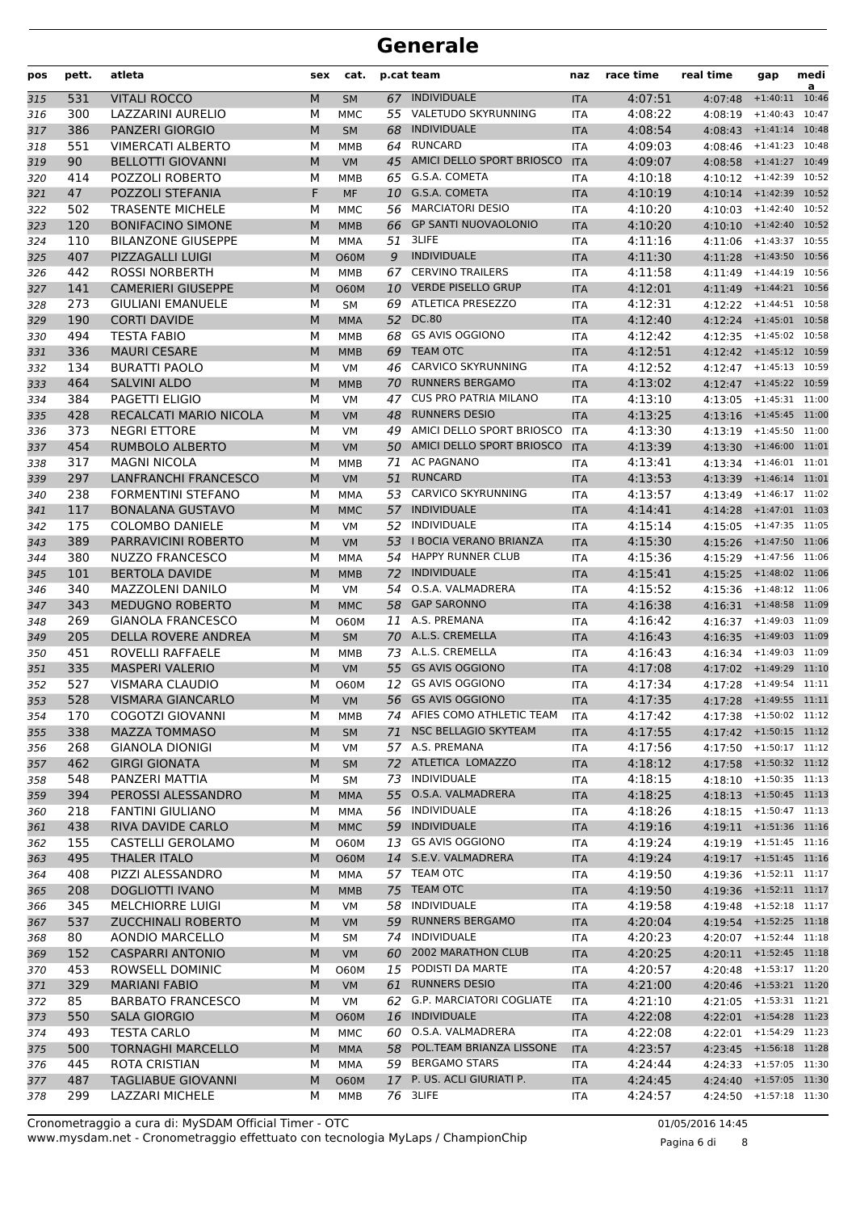# Generale

| pos | pett. | atleta | sex | cat. | p.cat | team | naz | race time | real time | gap | media |
|---|---|---|---|---|---|---|---|---|---|---|---|
| 315 | 531 | VITALI ROCCO | M | SM | 67 | INDIVIDUALE | ITA | 4:07:51 | 4:07:48 | +1:40:11 | 10:46 |
| 316 | 300 | LAZZARINI AURELIO | M | MMC | 55 | VALETUDO SKYRUNNING | ITA | 4:08:22 | 4:08:19 | +1:40:43 | 10:47 |
| 317 | 386 | PANZERI GIORGIO | M | SM | 68 | INDIVIDUALE | ITA | 4:08:54 | 4:08:43 | +1:41:14 | 10:48 |
| 318 | 551 | VIMERCATI ALBERTO | M | MMB | 64 | RUNCARD | ITA | 4:09:03 | 4:08:46 | +1:41:23 | 10:48 |
| 319 | 90 | BELLOTTI GIOVANNI | M | VM | 45 | AMICI DELLO SPORT BRIOSCO | ITA | 4:09:07 | 4:08:58 | +1:41:27 | 10:49 |
| 320 | 414 | POZZOLI ROBERTO | M | MMB | 65 | G.S.A. COMETA | ITA | 4:10:18 | 4:10:12 | +1:42:39 | 10:52 |
| 321 | 47 | POZZOLI STEFANIA | F | MF | 10 | G.S.A. COMETA | ITA | 4:10:19 | 4:10:14 | +1:42:39 | 10:52 |
| 322 | 502 | TRASENTE MICHELE | M | MMC | 56 | MARCIATORI DESIO | ITA | 4:10:20 | 4:10:03 | +1:42:40 | 10:52 |
| 323 | 120 | BONIFACINO SIMONE | M | MMB | 66 | GP SANTI NUOVAOLONIO | ITA | 4:10:20 | 4:10:10 | +1:42:40 | 10:52 |
| 324 | 110 | BILANZONE GIUSEPPE | M | MMA | 51 | 3LIFE | ITA | 4:11:16 | 4:11:06 | +1:43:37 | 10:55 |
| 325 | 407 | PIZZAGALLI LUIGI | M | O60M | 9 | INDIVIDUALE | ITA | 4:11:30 | 4:11:28 | +1:43:50 | 10:56 |
| 326 | 442 | ROSSI NORBERTH | M | MMB | 67 | CERVINO TRAILERS | ITA | 4:11:58 | 4:11:49 | +1:44:19 | 10:56 |
| 327 | 141 | CAMERIERI GIUSEPPE | M | O60M | 10 | VERDE PISELLO GRUP | ITA | 4:12:01 | 4:11:49 | +1:44:21 | 10:56 |
| 328 | 273 | GIULIANI EMANUELE | M | SM | 69 | ATLETICA PRESEZZO | ITA | 4:12:31 | 4:12:22 | +1:44:51 | 10:58 |
| 329 | 190 | CORTI DAVIDE | M | MMA | 52 | DC.80 | ITA | 4:12:40 | 4:12:24 | +1:45:01 | 10:58 |
| 330 | 494 | TESTA FABIO | M | MMB | 68 | GS AVIS OGGIONO | ITA | 4:12:42 | 4:12:35 | +1:45:02 | 10:58 |
| 331 | 336 | MAURI CESARE | M | MMB | 69 | TEAM OTC | ITA | 4:12:51 | 4:12:42 | +1:45:12 | 10:59 |
| 332 | 134 | BURATTI PAOLO | M | VM | 46 | CARVICO SKYRUNNING | ITA | 4:12:52 | 4:12:47 | +1:45:13 | 10:59 |
| 333 | 464 | SALVINI ALDO | M | MMB | 70 | RUNNERS BERGAMO | ITA | 4:13:02 | 4:12:47 | +1:45:22 | 10:59 |
| 334 | 384 | PAGETTI ELIGIO | M | VM | 47 | CUS PRO PATRIA MILANO | ITA | 4:13:10 | 4:13:05 | +1:45:31 | 11:00 |
| 335 | 428 | RECALCATI MARIO NICOLA | M | VM | 48 | RUNNERS DESIO | ITA | 4:13:25 | 4:13:16 | +1:45:45 | 11:00 |
| 336 | 373 | NEGRI ETTORE | M | VM | 49 | AMICI DELLO SPORT BRIOSCO | ITA | 4:13:30 | 4:13:19 | +1:45:50 | 11:00 |
| 337 | 454 | RUMBOLO ALBERTO | M | VM | 50 | AMICI DELLO SPORT BRIOSCO | ITA | 4:13:39 | 4:13:30 | +1:46:00 | 11:01 |
| 338 | 317 | MAGNI NICOLA | M | MMB | 71 | AC PAGNANO | ITA | 4:13:41 | 4:13:34 | +1:46:01 | 11:01 |
| 339 | 297 | LANFRANCHI FRANCESCO | M | VM | 51 | RUNCARD | ITA | 4:13:53 | 4:13:39 | +1:46:14 | 11:01 |
| 340 | 238 | FORMENTINI STEFANO | M | MMA | 53 | CARVICO SKYRUNNING | ITA | 4:13:57 | 4:13:49 | +1:46:17 | 11:02 |
| 341 | 117 | BONALANA GUSTAVO | M | MMC | 57 | INDIVIDUALE | ITA | 4:14:41 | 4:14:28 | +1:47:01 | 11:03 |
| 342 | 175 | COLOMBO DANIELE | M | VM | 52 | INDIVIDUALE | ITA | 4:15:14 | 4:15:05 | +1:47:35 | 11:05 |
| 343 | 389 | PARRAVICINI ROBERTO | M | VM | 53 | I BOCIA VERANO BRIANZA | ITA | 4:15:30 | 4:15:26 | +1:47:50 | 11:06 |
| 344 | 380 | NUZZO FRANCESCO | M | MMA | 54 | HAPPY RUNNER CLUB | ITA | 4:15:36 | 4:15:29 | +1:47:56 | 11:06 |
| 345 | 101 | BERTOLA DAVIDE | M | MMB | 72 | INDIVIDUALE | ITA | 4:15:41 | 4:15:25 | +1:48:02 | 11:06 |
| 346 | 340 | MAZZOLENI DANILO | M | VM | 54 | O.S.A. VALMADRERA | ITA | 4:15:52 | 4:15:36 | +1:48:12 | 11:06 |
| 347 | 343 | MEDUGNO ROBERTO | M | MMC | 58 | GAP SARONNO | ITA | 4:16:38 | 4:16:31 | +1:48:58 | 11:09 |
| 348 | 269 | GIANOLA FRANCESCO | M | O60M | 11 | A.S. PREMANA | ITA | 4:16:42 | 4:16:37 | +1:49:03 | 11:09 |
| 349 | 205 | DELLA ROVERE ANDREA | M | SM | 70 | A.L.S. CREMELLA | ITA | 4:16:43 | 4:16:35 | +1:49:03 | 11:09 |
| 350 | 451 | ROVELLI RAFFAELE | M | MMB | 73 | A.L.S. CREMELLA | ITA | 4:16:43 | 4:16:34 | +1:49:03 | 11:09 |
| 351 | 335 | MASPERI VALERIO | M | VM | 55 | GS AVIS OGGIONO | ITA | 4:17:08 | 4:17:02 | +1:49:29 | 11:10 |
| 352 | 527 | VISMARA CLAUDIO | M | O60M | 12 | GS AVIS OGGIONO | ITA | 4:17:34 | 4:17:28 | +1:49:54 | 11:11 |
| 353 | 528 | VISMARA GIANCARLO | M | VM | 56 | GS AVIS OGGIONO | ITA | 4:17:35 | 4:17:28 | +1:49:55 | 11:11 |
| 354 | 170 | COGOTZI GIOVANNI | M | MMB | 74 | AFIES COMO ATHLETIC TEAM | ITA | 4:17:42 | 4:17:38 | +1:50:02 | 11:12 |
| 355 | 338 | MAZZA TOMMASO | M | SM | 71 | NSC BELLAGIO SKYTEAM | ITA | 4:17:55 | 4:17:42 | +1:50:15 | 11:12 |
| 356 | 268 | GIANOLA DIONIGI | M | VM | 57 | A.S. PREMANA | ITA | 4:17:56 | 4:17:50 | +1:50:17 | 11:12 |
| 357 | 462 | GIRGI GIONATA | M | SM | 72 | ATLETICA LOMAZZO | ITA | 4:18:12 | 4:17:58 | +1:50:32 | 11:12 |
| 358 | 548 | PANZERI MATTIA | M | SM | 73 | INDIVIDUALE | ITA | 4:18:15 | 4:18:10 | +1:50:35 | 11:13 |
| 359 | 394 | PEROSSI ALESSANDRO | M | MMA | 55 | O.S.A. VALMADRERA | ITA | 4:18:25 | 4:18:13 | +1:50:45 | 11:13 |
| 360 | 218 | FANTINI GIULIANO | M | MMA | 56 | INDIVIDUALE | ITA | 4:18:26 | 4:18:15 | +1:50:47 | 11:13 |
| 361 | 438 | RIVA DAVIDE CARLO | M | MMC | 59 | INDIVIDUALE | ITA | 4:19:16 | 4:19:11 | +1:51:36 | 11:16 |
| 362 | 155 | CASTELLI GEROLAMO | M | O60M | 13 | GS AVIS OGGIONO | ITA | 4:19:24 | 4:19:19 | +1:51:45 | 11:16 |
| 363 | 495 | THALER ITALO | M | O60M | 14 | S.E.V. VALMADRERA | ITA | 4:19:24 | 4:19:17 | +1:51:45 | 11:16 |
| 364 | 408 | PIZZI ALESSANDRO | M | MMA | 57 | TEAM OTC | ITA | 4:19:50 | 4:19:36 | +1:52:11 | 11:17 |
| 365 | 208 | DOGLIOTTI IVANO | M | MMB | 75 | TEAM OTC | ITA | 4:19:50 | 4:19:36 | +1:52:11 | 11:17 |
| 366 | 345 | MELCHIORRE LUIGI | M | VM | 58 | INDIVIDUALE | ITA | 4:19:58 | 4:19:48 | +1:52:18 | 11:17 |
| 367 | 537 | ZUCCHINALI ROBERTO | M | VM | 59 | RUNNERS BERGAMO | ITA | 4:20:04 | 4:19:54 | +1:52:25 | 11:18 |
| 368 | 80 | AONDIO MARCELLO | M | SM | 74 | INDIVIDUALE | ITA | 4:20:23 | 4:20:07 | +1:52:44 | 11:18 |
| 369 | 152 | CASPARRI ANTONIO | M | VM | 60 | 2002 MARATHON CLUB | ITA | 4:20:25 | 4:20:11 | +1:52:45 | 11:18 |
| 370 | 453 | ROWSELL DOMINIC | M | O60M | 15 | PODISTI DA MARTE | ITA | 4:20:57 | 4:20:48 | +1:53:17 | 11:20 |
| 371 | 329 | MARIANI FABIO | M | VM | 61 | RUNNERS DESIO | ITA | 4:21:00 | 4:20:46 | +1:53:21 | 11:20 |
| 372 | 85 | BARBATO FRANCESCO | M | VM | 62 | G.P. MARCIATORI COGLIATE | ITA | 4:21:10 | 4:21:05 | +1:53:31 | 11:21 |
| 373 | 550 | SALA GIORGIO | M | O60M | 16 | INDIVIDUALE | ITA | 4:22:08 | 4:22:01 | +1:54:28 | 11:23 |
| 374 | 493 | TESTA CARLO | M | MMC | 60 | O.S.A. VALMADRERA | ITA | 4:22:08 | 4:22:01 | +1:54:29 | 11:23 |
| 375 | 500 | TORNAGHI MARCELLO | M | MMA | 58 | POL.TEAM BRIANZA LISSONE | ITA | 4:23:57 | 4:23:45 | +1:56:18 | 11:28 |
| 376 | 445 | ROTA CRISTIAN | M | MMA | 59 | BERGAMO STARS | ITA | 4:24:44 | 4:24:33 | +1:57:05 | 11:30 |
| 377 | 487 | TAGLIABUE GIOVANNI | M | O60M | 17 | P. US. ACLI GIURIATI P. | ITA | 4:24:45 | 4:24:40 | +1:57:05 | 11:30 |
| 378 | 299 | LAZZARI MICHELE | M | MMB | 76 | 3LIFE | ITA | 4:24:57 | 4:24:50 | +1:57:18 | 11:30 |

Cronometraggio a cura di: MySDAM Official Timer - OTC
www.mysdam.net - Cronometraggio effettuato con tecnologia MyLaps / ChampionChip

01/05/2016 14:45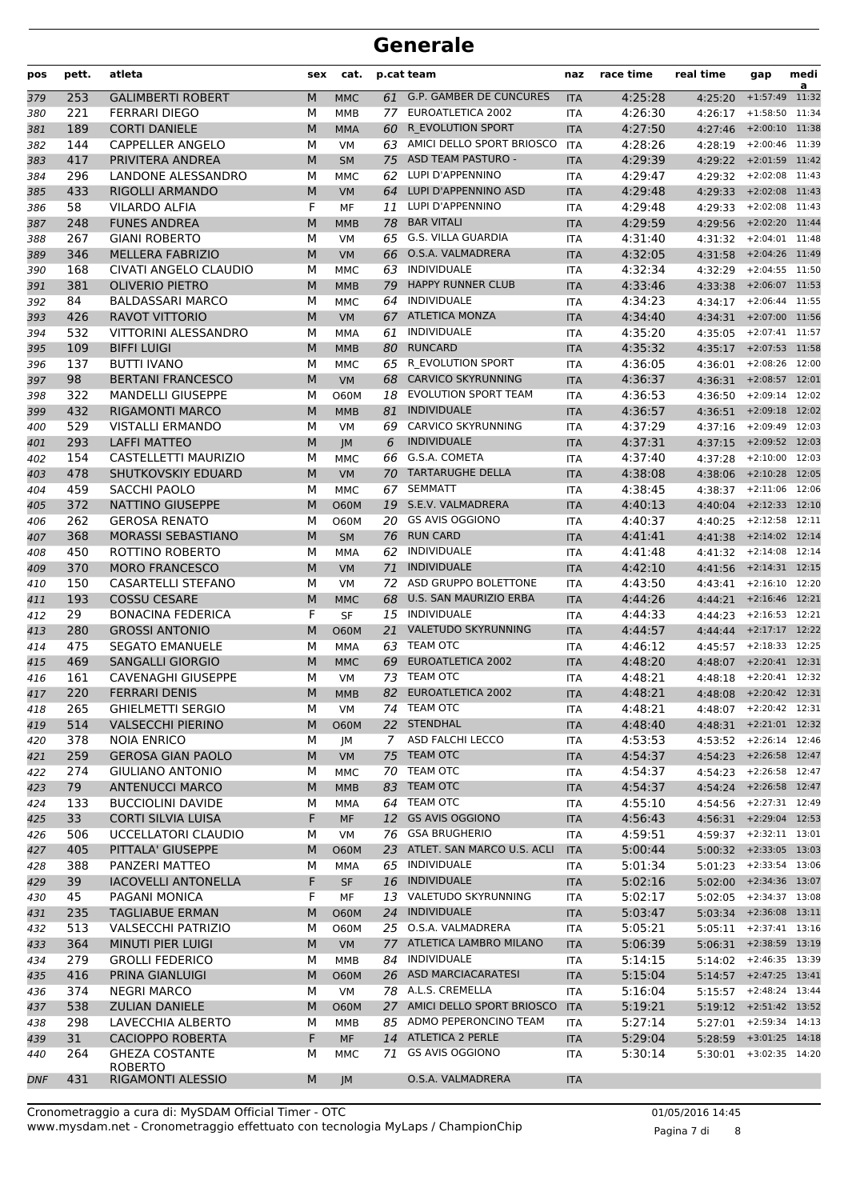# Generale

| pos | pett. | atleta | sex | cat. | p.cat | team | naz | race time | real time | gap | media |
|---|---|---|---|---|---|---|---|---|---|---|---|
| 379 | 253 | GALIMBERTI ROBERT | M | MMC | 61 | G.P. GAMBER DE CUNCURES | ITA | 4:25:28 | 4:25:20 | +1:57:49 | 11:32 |
| 380 | 221 | FERRARI DIEGO | M | MMB | 77 | EUROATLETICA 2002 | ITA | 4:26:30 | 4:26:17 | +1:58:50 | 11:34 |
| 381 | 189 | CORTI DANIELE | M | MMA | 60 | R_EVOLUTION SPORT | ITA | 4:27:50 | 4:27:46 | +2:00:10 | 11:38 |
| 382 | 144 | CAPPELLER ANGELO | M | VM | 63 | AMICI DELLO SPORT BRIOSCO | ITA | 4:28:26 | 4:28:19 | +2:00:46 | 11:39 |
| 383 | 417 | PRIVITERA ANDREA | M | SM | 75 | ASD TEAM PASTURO - | ITA | 4:29:39 | 4:29:22 | +2:01:59 | 11:42 |
| 384 | 296 | LANDONE ALESSANDRO | M | MMC | 62 | LUPI D'APPENNINO | ITA | 4:29:47 | 4:29:32 | +2:02:08 | 11:43 |
| 385 | 433 | RIGOLLI ARMANDO | M | VM | 64 | LUPI D'APPENNINO ASD | ITA | 4:29:48 | 4:29:33 | +2:02:08 | 11:43 |
| 386 | 58 | VILARDO ALFIA | F | MF | 11 | LUPI D'APPENNINO | ITA | 4:29:48 | 4:29:33 | +2:02:08 | 11:43 |
| 387 | 248 | FUNES ANDREA | M | MMB | 78 | BAR VITALI | ITA | 4:29:59 | 4:29:56 | +2:02:20 | 11:44 |
| 388 | 267 | GIANI ROBERTO | M | VM | 65 | G.S. VILLA GUARDIA | ITA | 4:31:40 | 4:31:32 | +2:04:01 | 11:48 |
| 389 | 346 | MELLERA FABRIZIO | M | VM | 66 | O.S.A. VALMADRERA | ITA | 4:32:05 | 4:31:58 | +2:04:26 | 11:49 |
| 390 | 168 | CIVATI ANGELO CLAUDIO | M | MMC | 63 | INDIVIDUALE | ITA | 4:32:34 | 4:32:29 | +2:04:55 | 11:50 |
| 391 | 381 | OLIVERIO PIETRO | M | MMB | 79 | HAPPY RUNNER CLUB | ITA | 4:33:46 | 4:33:38 | +2:06:07 | 11:53 |
| 392 | 84 | BALDASSARI MARCO | M | MMC | 64 | INDIVIDUALE | ITA | 4:34:23 | 4:34:17 | +2:06:44 | 11:55 |
| 393 | 426 | RAVOT VITTORIO | M | VM | 67 | ATLETICA MONZA | ITA | 4:34:40 | 4:34:31 | +2:07:00 | 11:56 |
| 394 | 532 | VITTORINI ALESSANDRO | M | MMA | 61 | INDIVIDUALE | ITA | 4:35:20 | 4:35:05 | +2:07:41 | 11:57 |
| 395 | 109 | BIFFI LUIGI | M | MMB | 80 | RUNCARD | ITA | 4:35:32 | 4:35:17 | +2:07:53 | 11:58 |
| 396 | 137 | BUTTI IVANO | M | MMC | 65 | R_EVOLUTION SPORT | ITA | 4:36:05 | 4:36:01 | +2:08:26 | 12:00 |
| 397 | 98 | BERTANI FRANCESCO | M | VM | 68 | CARVICO SKYRUNNING | ITA | 4:36:37 | 4:36:31 | +2:08:57 | 12:01 |
| 398 | 322 | MANDELLI GIUSEPPE | M | O60M | 18 | EVOLUTION SPORT TEAM | ITA | 4:36:53 | 4:36:50 | +2:09:14 | 12:02 |
| 399 | 432 | RIGAMONTI MARCO | M | MMB | 81 | INDIVIDUALE | ITA | 4:36:57 | 4:36:51 | +2:09:18 | 12:02 |
| 400 | 529 | VISTALLI ERMANDO | M | VM | 69 | CARVICO SKYRUNNING | ITA | 4:37:29 | 4:37:16 | +2:09:49 | 12:03 |
| 401 | 293 | LAFFI MATTEO | M | JM | 6 | INDIVIDUALE | ITA | 4:37:31 | 4:37:15 | +2:09:52 | 12:03 |
| 402 | 154 | CASTELLETTI MAURIZIO | M | MMC | 66 | G.S.A. COMETA | ITA | 4:37:40 | 4:37:28 | +2:10:00 | 12:03 |
| 403 | 478 | SHUTKOVSKIY EDUARD | M | VM | 70 | TARTARUGHE DELLA | ITA | 4:38:08 | 4:38:06 | +2:10:28 | 12:05 |
| 404 | 459 | SACCHI PAOLO | M | MMC | 67 | SEMMATT | ITA | 4:38:45 | 4:38:37 | +2:11:06 | 12:06 |
| 405 | 372 | NATTINO GIUSEPPE | M | O60M | 19 | S.E.V. VALMADRERA | ITA | 4:40:13 | 4:40:04 | +2:12:33 | 12:10 |
| 406 | 262 | GEROSA RENATO | M | O60M | 20 | GS AVIS OGGIONO | ITA | 4:40:37 | 4:40:25 | +2:12:58 | 12:11 |
| 407 | 368 | MORASSI SEBASTIANO | M | SM | 76 | RUN CARD | ITA | 4:41:41 | 4:41:38 | +2:14:02 | 12:14 |
| 408 | 450 | ROTTINO ROBERTO | M | MMA | 62 | INDIVIDUALE | ITA | 4:41:48 | 4:41:32 | +2:14:08 | 12:14 |
| 409 | 370 | MORO FRANCESCO | M | VM | 71 | INDIVIDUALE | ITA | 4:42:10 | 4:41:56 | +2:14:31 | 12:15 |
| 410 | 150 | CASARTELLI STEFANO | M | VM | 72 | ASD GRUPPO BOLETTONE | ITA | 4:43:50 | 4:43:41 | +2:16:10 | 12:20 |
| 411 | 193 | COSSU CESARE | M | MMC | 68 | U.S. SAN MAURIZIO ERBA | ITA | 4:44:26 | 4:44:21 | +2:16:46 | 12:21 |
| 412 | 29 | BONACINA FEDERICA | F | SF | 15 | INDIVIDUALE | ITA | 4:44:33 | 4:44:23 | +2:16:53 | 12:21 |
| 413 | 280 | GROSSI ANTONIO | M | O60M | 21 | VALETUDO SKYRUNNING | ITA | 4:44:57 | 4:44:44 | +2:17:17 | 12:22 |
| 414 | 475 | SEGATO EMANUELE | M | MMA | 63 | TEAM OTC | ITA | 4:46:12 | 4:45:57 | +2:18:33 | 12:25 |
| 415 | 469 | SANGALLI GIORGIO | M | MMC | 69 | EUROATLETICA 2002 | ITA | 4:48:20 | 4:48:07 | +2:20:41 | 12:31 |
| 416 | 161 | CAVENAGHI GIUSEPPE | M | VM | 73 | TEAM OTC | ITA | 4:48:21 | 4:48:18 | +2:20:41 | 12:32 |
| 417 | 220 | FERRARI DENIS | M | MMB | 82 | EUROATLETICA 2002 | ITA | 4:48:21 | 4:48:08 | +2:20:42 | 12:31 |
| 418 | 265 | GHIELMETTI SERGIO | M | VM | 74 | TEAM OTC | ITA | 4:48:21 | 4:48:07 | +2:20:42 | 12:31 |
| 419 | 514 | VALSECCHI PIERINO | M | O60M | 22 | STENDHAL | ITA | 4:48:40 | 4:48:31 | +2:21:01 | 12:32 |
| 420 | 378 | NOIA ENRICO | M | JM | 7 | ASD FALCHI LECCO | ITA | 4:53:53 | 4:53:52 | +2:26:14 | 12:46 |
| 421 | 259 | GEROSA GIAN PAOLO | M | VM | 75 | TEAM OTC | ITA | 4:54:37 | 4:54:23 | +2:26:58 | 12:47 |
| 422 | 274 | GIULIANO ANTONIO | M | MMC | 70 | TEAM OTC | ITA | 4:54:37 | 4:54:23 | +2:26:58 | 12:47 |
| 423 | 79 | ANTENUCCI MARCO | M | MMB | 83 | TEAM OTC | ITA | 4:54:37 | 4:54:24 | +2:26:58 | 12:47 |
| 424 | 133 | BUCCIOLINI DAVIDE | M | MMA | 64 | TEAM OTC | ITA | 4:55:10 | 4:54:56 | +2:27:31 | 12:49 |
| 425 | 33 | CORTI SILVIA LUISA | F | MF | 12 | GS AVIS OGGIONO | ITA | 4:56:43 | 4:56:31 | +2:29:04 | 12:53 |
| 426 | 506 | UCCELLATORI CLAUDIO | M | VM | 76 | GSA BRUGHERIO | ITA | 4:59:51 | 4:59:37 | +2:32:11 | 13:01 |
| 427 | 405 | PITTALA' GIUSEPPE | M | O60M | 23 | ATLET. SAN MARCO U.S. ACLI | ITA | 5:00:44 | 5:00:32 | +2:33:05 | 13:03 |
| 428 | 388 | PANZERI MATTEO | M | MMA | 65 | INDIVIDUALE | ITA | 5:01:34 | 5:01:23 | +2:33:54 | 13:06 |
| 429 | 39 | IACOVELLI ANTONELLA | F | SF | 16 | INDIVIDUALE | ITA | 5:02:16 | 5:02:00 | +2:34:36 | 13:07 |
| 430 | 45 | PAGANI MONICA | F | MF | 13 | VALETUDO SKYRUNNING | ITA | 5:02:17 | 5:02:05 | +2:34:37 | 13:08 |
| 431 | 235 | TAGLIABUE ERMAN | M | O60M | 24 | INDIVIDUALE | ITA | 5:03:47 | 5:03:34 | +2:36:08 | 13:11 |
| 432 | 513 | VALSECCHI PATRIZIO | M | O60M | 25 | O.S.A. VALMADRERA | ITA | 5:05:21 | 5:05:11 | +2:37:41 | 13:16 |
| 433 | 364 | MINUTI PIER LUIGI | M | VM | 77 | ATLETICA LAMBRO MILANO | ITA | 5:06:39 | 5:06:31 | +2:38:59 | 13:19 |
| 434 | 279 | GROLLI FEDERICO | M | MMB | 84 | INDIVIDUALE | ITA | 5:14:15 | 5:14:02 | +2:46:35 | 13:39 |
| 435 | 416 | PRINA GIANLUIGI | M | O60M | 26 | ASD MARCIACARATESI | ITA | 5:15:04 | 5:14:57 | +2:47:25 | 13:41 |
| 436 | 374 | NEGRI MARCO | M | VM | 78 | A.L.S. CREMELLA | ITA | 5:16:04 | 5:15:57 | +2:48:24 | 13:44 |
| 437 | 538 | ZULIAN DANIELE | M | O60M | 27 | AMICI DELLO SPORT BRIOSCO | ITA | 5:19:21 | 5:19:12 | +2:51:42 | 13:52 |
| 438 | 298 | LAVECCHIA ALBERTO | M | MMB | 85 | ADMO PEPERONCINO TEAM | ITA | 5:27:14 | 5:27:01 | +2:59:34 | 14:13 |
| 439 | 31 | CACIOPPO ROBERTA | F | MF | 14 | ATLETICA 2 PERLE | ITA | 5:29:04 | 5:28:59 | +3:01:25 | 14:18 |
| 440 | 264 | GHEZA COSTANTE ROBERTO | M | MMC | 71 | GS AVIS OGGIONO | ITA | 5:30:14 | 5:30:01 | +3:02:35 | 14:20 |
| DNF | 431 | RIGAMONTI ALESSIO | M | JM | | O.S.A. VALMADRERA | ITA | | | | |

Cronometraggio a cura di: MySDAM Official Timer - OTC
www.mysdam.net - Cronometraggio effettuato con tecnologia MyLaps / ChampionChip

01/05/2016 14:45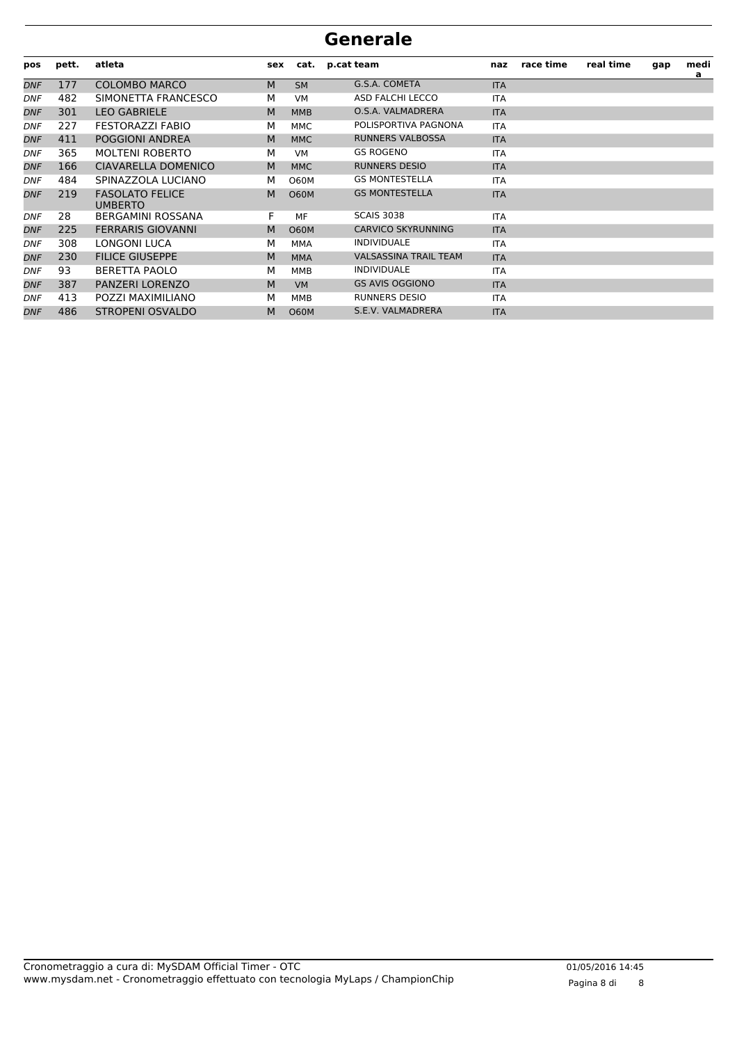# Generale

| pos | pett. | atleta | sex | cat. | p.cat | team | naz | race time | real time | gap | media |
|---|---|---|---|---|---|---|---|---|---|---|---|
| DNF | 177 | COLOMBO MARCO | M | SM | | G.S.A. COMETA | ITA | | | | |
| DNF | 482 | SIMONETTA FRANCESCO | M | VM | | ASD FALCHI LECCO | ITA | | | | |
| DNF | 301 | LEO GABRIELE | M | MMB | | O.S.A. VALMADRERA | ITA | | | | |
| DNF | 227 | FESTORAZZI FABIO | M | MMC | | POLISPORTIVA PAGNONA | ITA | | | | |
| DNF | 411 | POGGIONI ANDREA | M | MMC | | RUNNERS VALBOSSA | ITA | | | | |
| DNF | 365 | MOLTENI ROBERTO | M | VM | | GS ROGENO | ITA | | | | |
| DNF | 166 | CIAVARELLA DOMENICO | M | MMC | | RUNNERS DESIO | ITA | | | | |
| DNF | 484 | SPINAZZOLA LUCIANO | M | O60M | | GS MONTESTELLA | ITA | | | | |
| DNF | 219 | FASOLATO FELICE UMBERTO | M | O60M | | GS MONTESTELLA | ITA | | | | |
| DNF | 28 | BERGAMINI ROSSANA | F | MF | | SCAIS 3038 | ITA | | | | |
| DNF | 225 | FERRARIS GIOVANNI | M | O60M | | CARVICO SKYRUNNING | ITA | | | | |
| DNF | 308 | LONGONI LUCA | M | MMA | | INDIVIDUALE | ITA | | | | |
| DNF | 230 | FILICE GIUSEPPE | M | MMA | | VALSASSINA TRAIL TEAM | ITA | | | | |
| DNF | 93 | BERETTA PAOLO | M | MMB | | INDIVIDUALE | ITA | | | | |
| DNF | 387 | PANZERI LORENZO | M | VM | | GS AVIS OGGIONO | ITA | | | | |
| DNF | 413 | POZZI MAXIMILIANO | M | MMB | | RUNNERS DESIO | ITA | | | | |
| DNF | 486 | STROPENI OSVALDO | M | O60M | | S.E.V. VALMADRERA | ITA | | | | |

Cronometraggio a cura di: MySDAM Official Timer - OTC
www.mysdam.net - Cronometraggio effettuato con tecnologia MyLaps / ChampionChip

01/05/2016 14:45